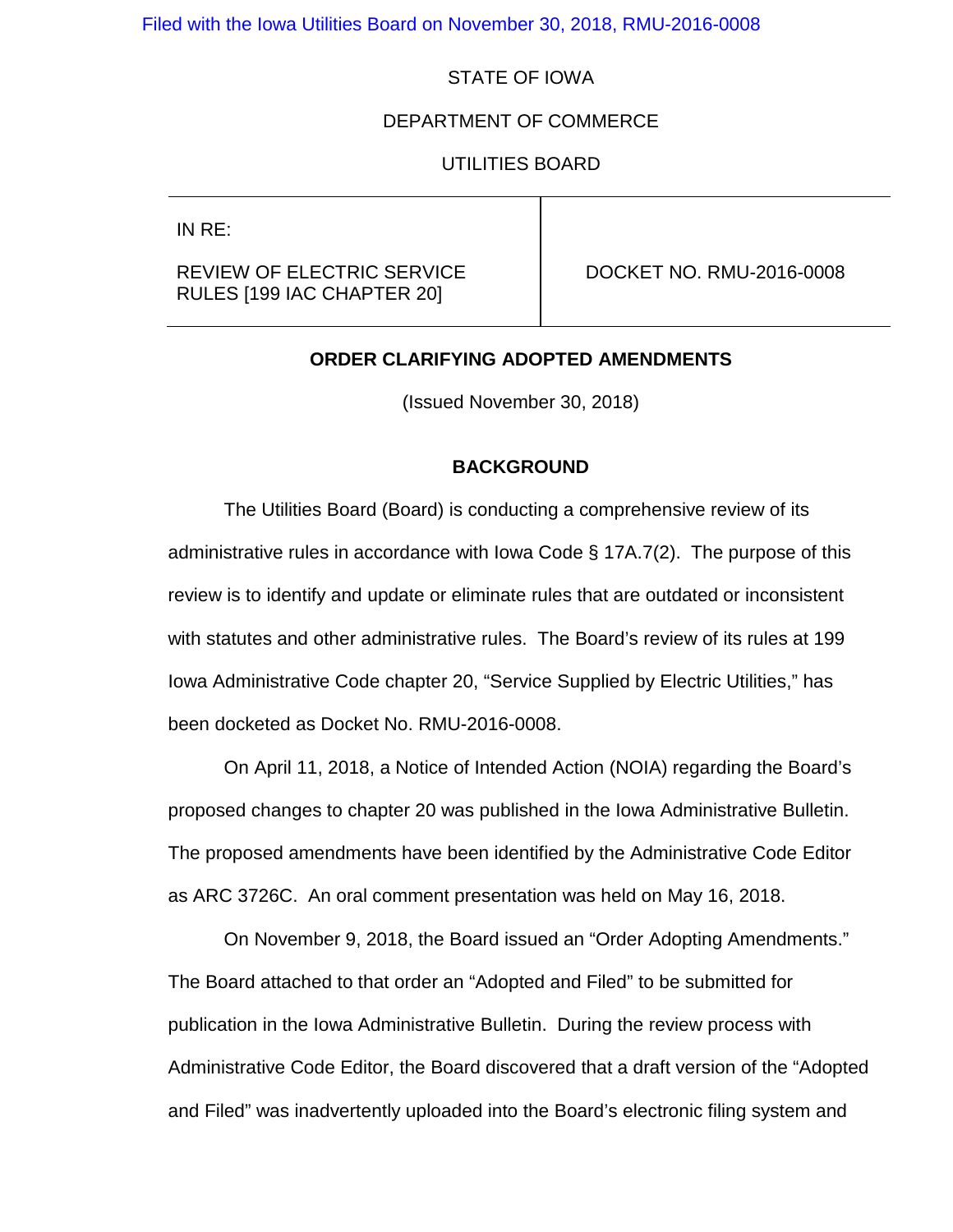Filed with the Iowa Utilities Board on November 30, 2018, RMU-2016-0008

STATE OF IOWA

DEPARTMENT OF COMMERCE

UTILITIES BOARD

| IN RE: REVIEW OF ELECTRIC SERVICE RULES [199 IAC CHAPTER 20] | DOCKET NO. RMU-2016-0008 |
|---|---|

## ORDER CLARIFYING ADOPTED AMENDMENTS

(Issued November 30, 2018)

## BACKGROUND

The Utilities Board (Board) is conducting a comprehensive review of its administrative rules in accordance with Iowa Code § 17A.7(2). The purpose of this review is to identify and update or eliminate rules that are outdated or inconsistent with statutes and other administrative rules. The Board's review of its rules at 199 Iowa Administrative Code chapter 20, "Service Supplied by Electric Utilities," has been docketed as Docket No. RMU-2016-0008.

On April 11, 2018, a Notice of Intended Action (NOIA) regarding the Board's proposed changes to chapter 20 was published in the Iowa Administrative Bulletin. The proposed amendments have been identified by the Administrative Code Editor as ARC 3726C. An oral comment presentation was held on May 16, 2018.

On November 9, 2018, the Board issued an "Order Adopting Amendments." The Board attached to that order an "Adopted and Filed" to be submitted for publication in the Iowa Administrative Bulletin. During the review process with Administrative Code Editor, the Board discovered that a draft version of the "Adopted and Filed" was inadvertently uploaded into the Board's electronic filing system and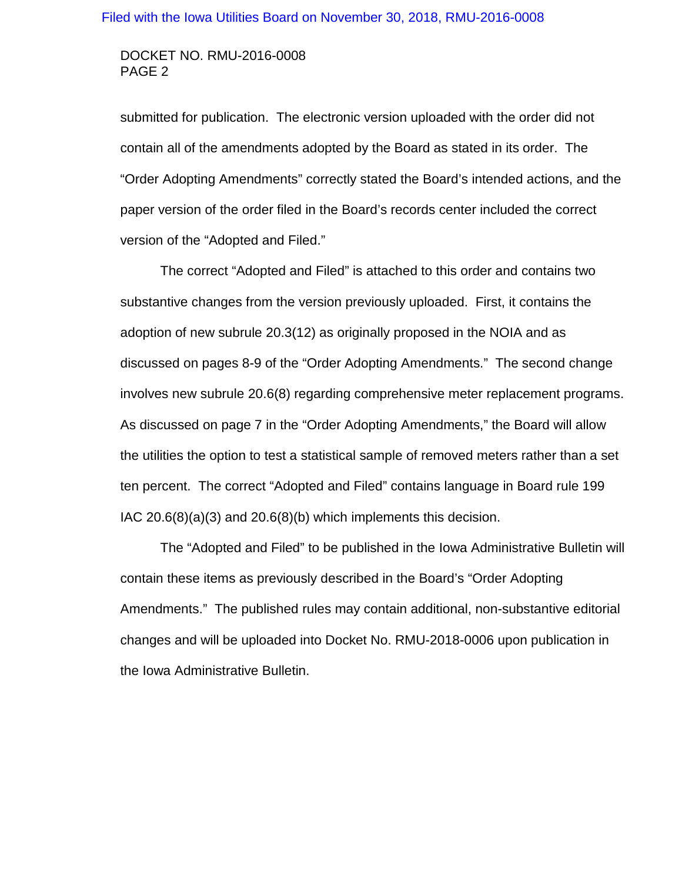submitted for publication. The electronic version uploaded with the order did not contain all of the amendments adopted by the Board as stated in its order. The "Order Adopting Amendments" correctly stated the Board's intended actions, and the paper version of the order filed in the Board's records center included the correct version of the "Adopted and Filed."

The correct "Adopted and Filed" is attached to this order and contains two substantive changes from the version previously uploaded. First, it contains the adoption of new subrule 20.3(12) as originally proposed in the NOIA and as discussed on pages 8-9 of the "Order Adopting Amendments." The second change involves new subrule 20.6(8) regarding comprehensive meter replacement programs. As discussed on page 7 in the "Order Adopting Amendments," the Board will allow the utilities the option to test a statistical sample of removed meters rather than a set ten percent. The correct "Adopted and Filed" contains language in Board rule 199 IAC 20.6(8)(a)(3) and 20.6(8)(b) which implements this decision.

The "Adopted and Filed" to be published in the Iowa Administrative Bulletin will contain these items as previously described in the Board's "Order Adopting Amendments." The published rules may contain additional, non-substantive editorial changes and will be uploaded into Docket No. RMU-2018-0006 upon publication in the Iowa Administrative Bulletin.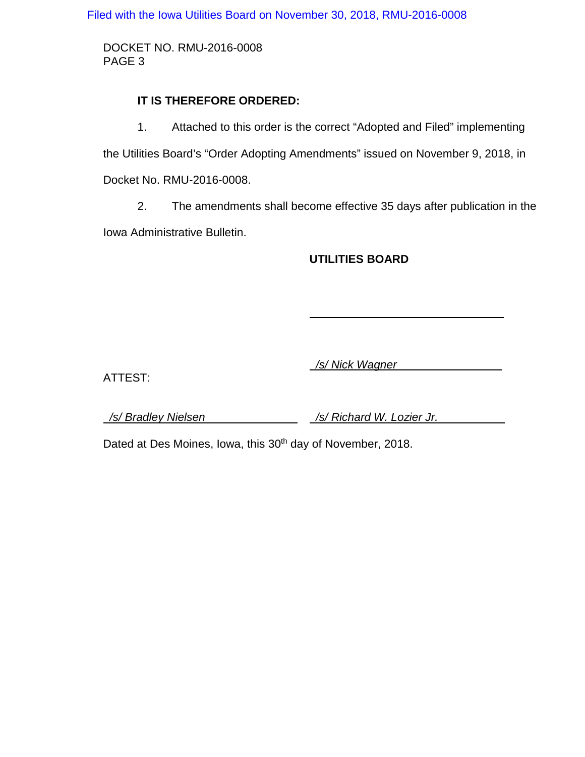**IT IS THEREFORE ORDERED:**

1. Attached to this order is the correct "Adopted and Filed" implementing the Utilities Board's "Order Adopting Amendments" issued on November 9, 2018, in Docket No. RMU-2016-0008.

2. The amendments shall become effective 35 days after publication in the Iowa Administrative Bulletin.

**UTILITIES BOARD**

_/s/ Nick Wagner_

ATTEST:

_/s/ Bradley Nielsen_ _/s/ Richard W. Lozier Jr._

Dated at Des Moines, Iowa, this 30th day of November, 2018.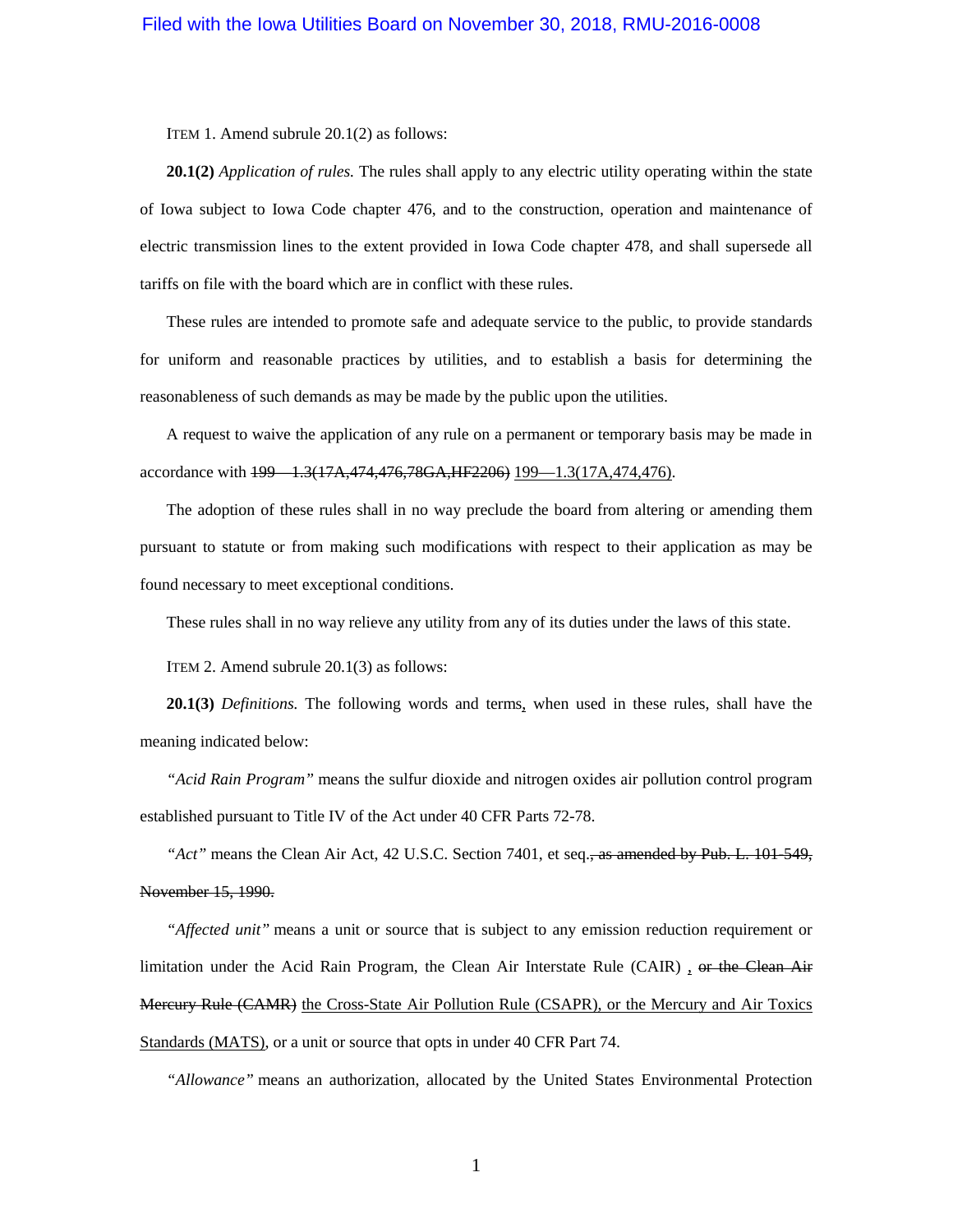ITEM 1. Amend subrule 20.1(2) as follows:

**20.1(2)** *Application of rules.* The rules shall apply to any electric utility operating within the state of Iowa subject to Iowa Code chapter 476, and to the construction, operation and maintenance of electric transmission lines to the extent provided in Iowa Code chapter 478, and shall supersede all tariffs on file with the board which are in conflict with these rules.

These rules are intended to promote safe and adequate service to the public, to provide standards for uniform and reasonable practices by utilities, and to establish a basis for determining the reasonableness of such demands as may be made by the public upon the utilities.

A request to waive the application of any rule on a permanent or temporary basis may be made in accordance with ~~199—1.3(17A,474,476,78GA,HF2206)~~ <u>199—1.3(17A,474,476)</u>.

The adoption of these rules shall in no way preclude the board from altering or amending them pursuant to statute or from making such modifications with respect to their application as may be found necessary to meet exceptional conditions.

These rules shall in no way relieve any utility from any of its duties under the laws of this state.

ITEM 2. Amend subrule 20.1(3) as follows:

**20.1(3)** *Definitions.* The following words and terms<u>,</u> when used in these rules, shall have the meaning indicated below:

*"Acid Rain Program"* means the sulfur dioxide and nitrogen oxides air pollution control program established pursuant to Title IV of the Act under 40 CFR Parts 72-78.

*"Act"* means the Clean Air Act, 42 U.S.C. Section 7401, et seq.~~, as amended by Pub. L. 101-549, November 15, 1990.~~

*"Affected unit"* means a unit or source that is subject to any emission reduction requirement or limitation under the Acid Rain Program, the Clean Air Interstate Rule (CAIR) <u>,</u> ~~or the Clean Air Mercury Rule (CAMR)~~ <u>the Cross-State Air Pollution Rule (CSAPR), or the Mercury and Air Toxics Standards (MATS)</u>, or a unit or source that opts in under 40 CFR Part 74.

*"Allowance"* means an authorization, allocated by the United States Environmental Protection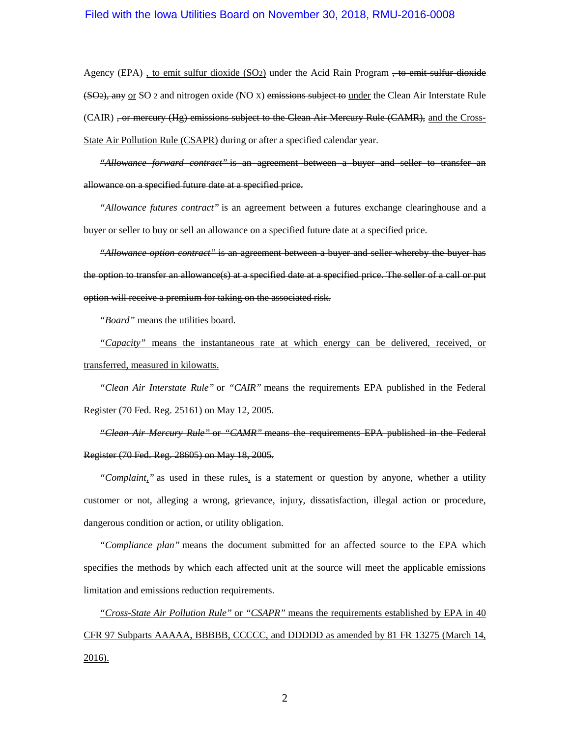Agency (EPA) , to emit sulfur dioxide ($SO_2$) under the Acid Rain Program ~~, to emit sulfur dioxide ($SO_2$), any~~ or $SO_2$ and nitrogen oxide ($NO_x$) ~~emissions subject to~~ under the Clean Air Interstate Rule (CAIR) ~~, or mercury (Hg) emissions subject to the Clean Air Mercury Rule (CAMR),~~ and the Cross-State Air Pollution Rule (CSAPR) during or after a specified calendar year.

~~*"Allowance forward contract"* is an agreement between a buyer and seller to transfer an allowance on a specified future date at a specified price.~~

*"Allowance futures contract"* is an agreement between a futures exchange clearinghouse and a buyer or seller to buy or sell an allowance on a specified future date at a specified price.

~~*"Allowance option contract"* is an agreement between a buyer and seller whereby the buyer has the option to transfer an allowance(s) at a specified date at a specified price. The seller of a call or put option will receive a premium for taking on the associated risk.~~

*"Board"* means the utilities board.

*"Capacity"* means the instantaneous rate at which energy can be delivered, received, or transferred, measured in kilowatts.

*"Clean Air Interstate Rule"* or *"CAIR"* means the requirements EPA published in the Federal Register (70 Fed. Reg. 25161) on May 12, 2005.

~~*"Clean Air Mercury Rule"* or *"CAMR"* means the requirements EPA published in the Federal Register (70 Fed. Reg. 28605) on May 18, 2005.~~

*"Complaint,"* as used in these rules, is a statement or question by anyone, whether a utility customer or not, alleging a wrong, grievance, injury, dissatisfaction, illegal action or procedure, dangerous condition or action, or utility obligation.

*"Compliance plan"* means the document submitted for an affected source to the EPA which specifies the methods by which each affected unit at the source will meet the applicable emissions limitation and emissions reduction requirements.

*"Cross-State Air Pollution Rule"* or *"CSAPR"* means the requirements established by EPA in 40 CFR 97 Subparts AAAAA, BBBBB, CCCCC, and DDDDD as amended by 81 FR 13275 (March 14, 2016).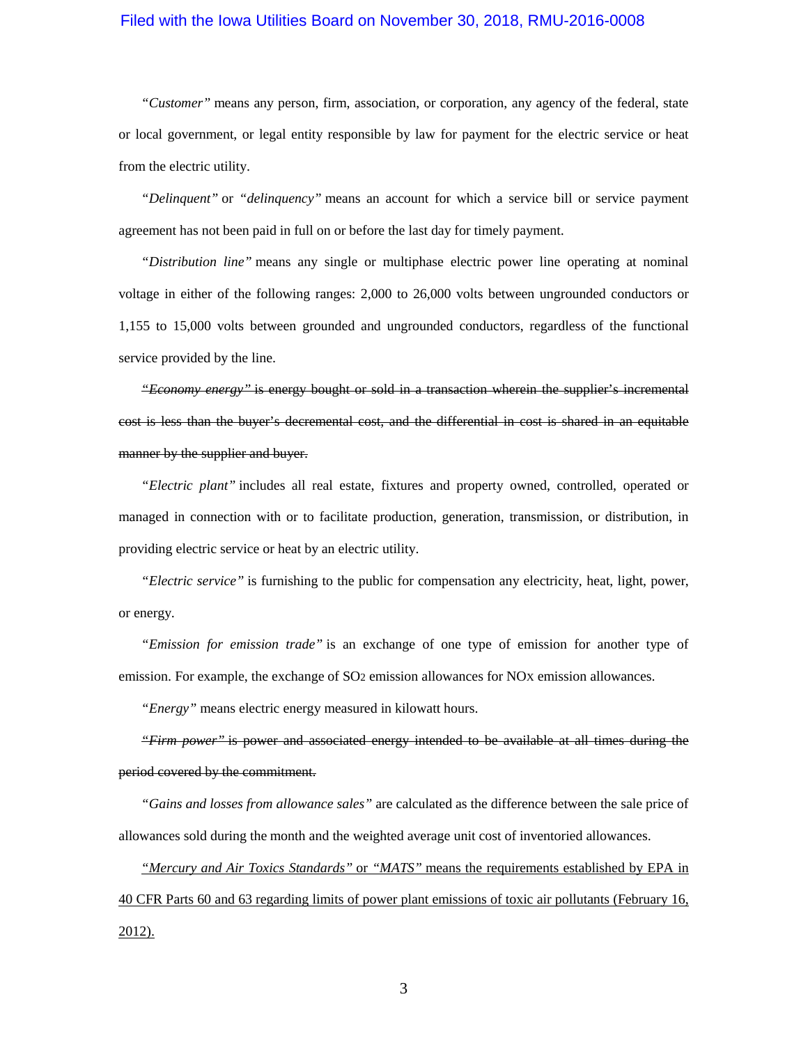*"Customer"* means any person, firm, association, or corporation, any agency of the federal, state or local government, or legal entity responsible by law for payment for the electric service or heat from the electric utility.

*"Delinquent"* or *"delinquency"* means an account for which a service bill or service payment agreement has not been paid in full on or before the last day for timely payment.

*"Distribution line"* means any single or multiphase electric power line operating at nominal voltage in either of the following ranges: 2,000 to 26,000 volts between ungrounded conductors or 1,155 to 15,000 volts between grounded and ungrounded conductors, regardless of the functional service provided by the line.

~~*"Economy energy"* is energy bought or sold in a transaction wherein the supplier's incremental cost is less than the buyer's decremental cost, and the differential in cost is shared in an equitable manner by the supplier and buyer.~~

*"Electric plant"* includes all real estate, fixtures and property owned, controlled, operated or managed in connection with or to facilitate production, generation, transmission, or distribution, in providing electric service or heat by an electric utility.

*"Electric service"* is furnishing to the public for compensation any electricity, heat, light, power, or energy.

*"Emission for emission trade"* is an exchange of one type of emission for another type of emission. For example, the exchange of $SO_2$ emission allowances for $NO_X$ emission allowances.

*"Energy"* means electric energy measured in kilowatt hours.

~~*"Firm power"* is power and associated energy intended to be available at all times during the period covered by the commitment.~~

*"Gains and losses from allowance sales"* are calculated as the difference between the sale price of allowances sold during the month and the weighted average unit cost of inventoried allowances.

<u>*"Mercury and Air Toxics Standards"* or *"MATS"* means the requirements established by EPA in 40 CFR Parts 60 and 63 regarding limits of power plant emissions of toxic air pollutants (February 16, 2012).</u>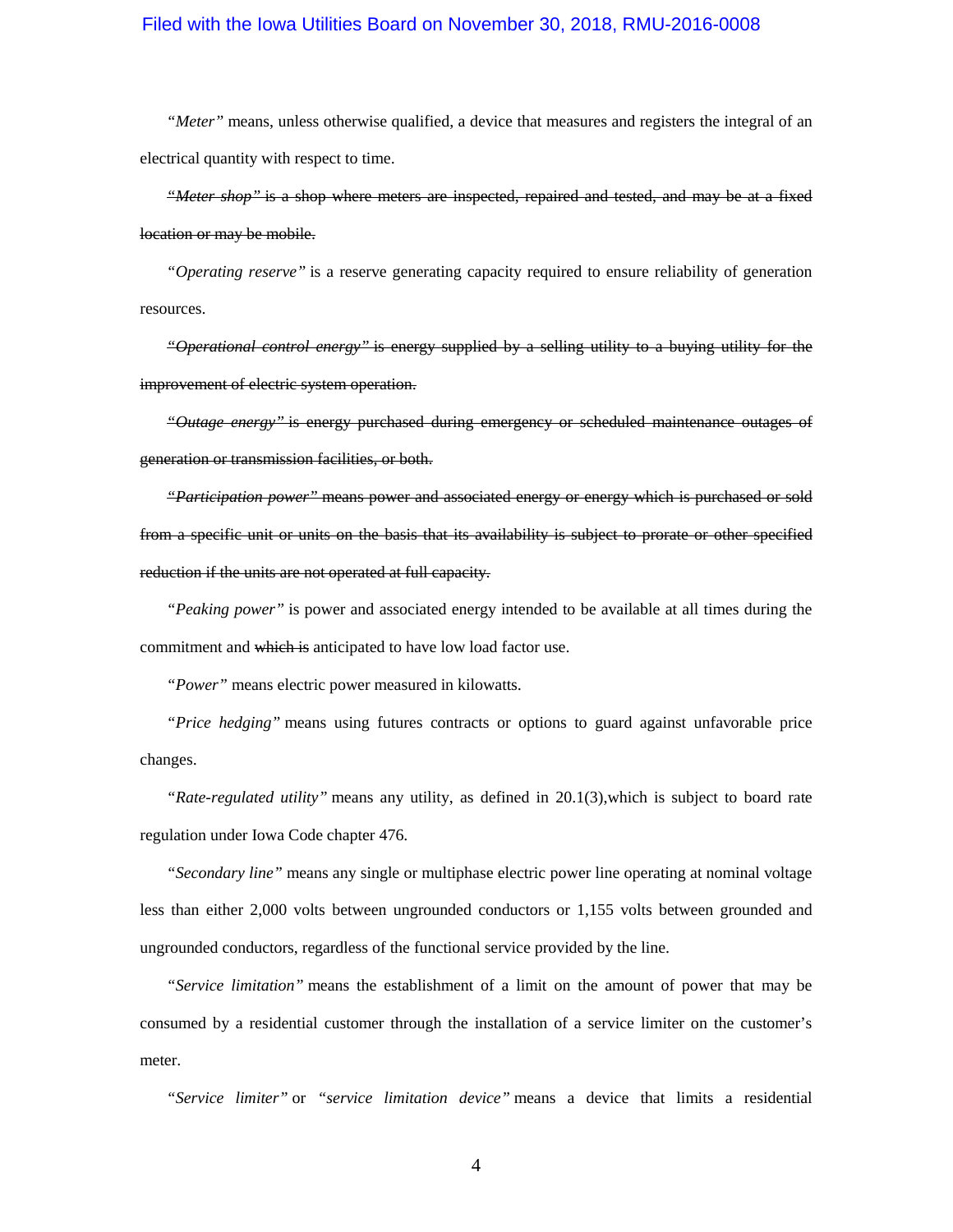*"Meter"* means, unless otherwise qualified, a device that measures and registers the integral of an electrical quantity with respect to time.

~~*"Meter shop"* is a shop where meters are inspected, repaired and tested, and may be at a fixed location or may be mobile.~~

*"Operating reserve"* is a reserve generating capacity required to ensure reliability of generation resources.

~~*"Operational control energy"* is energy supplied by a selling utility to a buying utility for the improvement of electric system operation.~~

~~*"Outage energy"* is energy purchased during emergency or scheduled maintenance outages of generation or transmission facilities, or both.~~

~~*"Participation power"* means power and associated energy or energy which is purchased or sold from a specific unit or units on the basis that its availability is subject to prorate or other specified reduction if the units are not operated at full capacity.~~

*"Peaking power"* is power and associated energy intended to be available at all times during the commitment and ~~which is~~ anticipated to have low load factor use.

*"Power"* means electric power measured in kilowatts.

*"Price hedging"* means using futures contracts or options to guard against unfavorable price changes.

*"Rate-regulated utility"* means any utility, as defined in 20.1(3),which is subject to board rate regulation under Iowa Code chapter 476.

*"Secondary line"* means any single or multiphase electric power line operating at nominal voltage less than either 2,000 volts between ungrounded conductors or 1,155 volts between grounded and ungrounded conductors, regardless of the functional service provided by the line.

*"Service limitation"* means the establishment of a limit on the amount of power that may be consumed by a residential customer through the installation of a service limiter on the customer's meter.

*"Service limiter"* or *"service limitation device"* means a device that limits a residential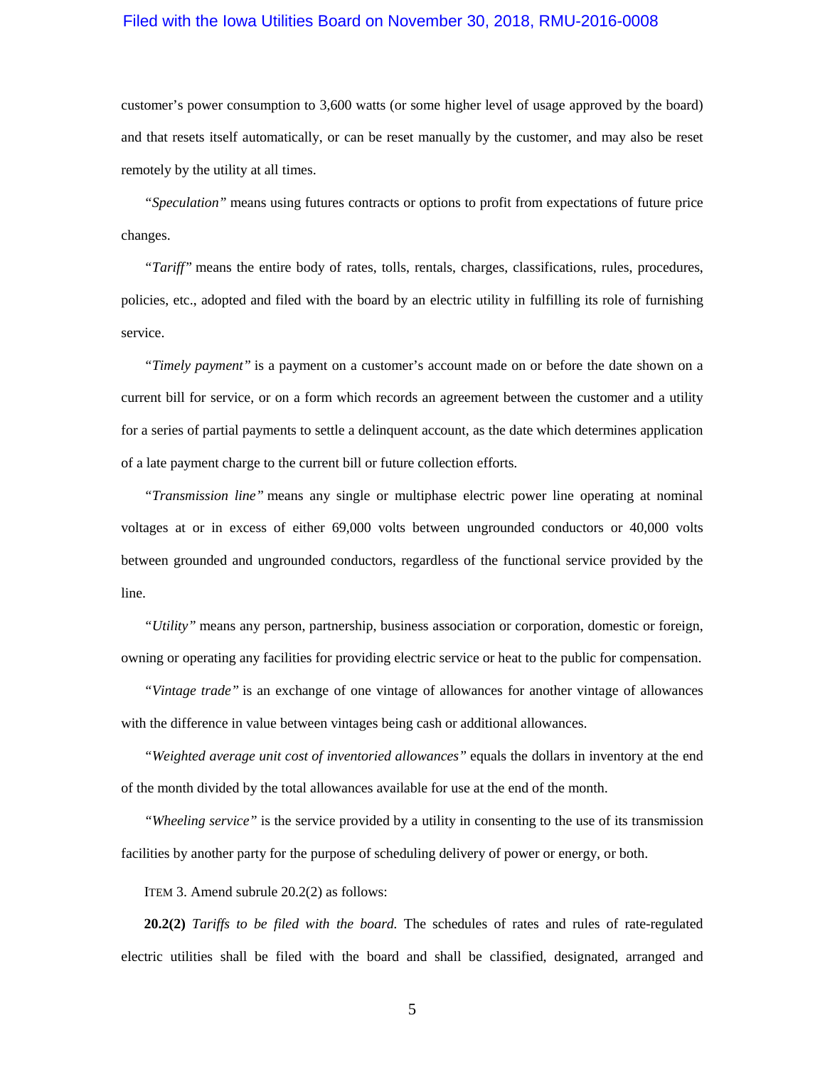customer's power consumption to 3,600 watts (or some higher level of usage approved by the board) and that resets itself automatically, or can be reset manually by the customer, and may also be reset remotely by the utility at all times.

"*Speculation*" means using futures contracts or options to profit from expectations of future price changes.

"*Tariff*" means the entire body of rates, tolls, rentals, charges, classifications, rules, procedures, policies, etc., adopted and filed with the board by an electric utility in fulfilling its role of furnishing service.

"*Timely payment*" is a payment on a customer's account made on or before the date shown on a current bill for service, or on a form which records an agreement between the customer and a utility for a series of partial payments to settle a delinquent account, as the date which determines application of a late payment charge to the current bill or future collection efforts.

"*Transmission line*" means any single or multiphase electric power line operating at nominal voltages at or in excess of either 69,000 volts between ungrounded conductors or 40,000 volts between grounded and ungrounded conductors, regardless of the functional service provided by the line.

"*Utility*" means any person, partnership, business association or corporation, domestic or foreign, owning or operating any facilities for providing electric service or heat to the public for compensation.

"*Vintage trade*" is an exchange of one vintage of allowances for another vintage of allowances with the difference in value between vintages being cash or additional allowances.

"*Weighted average unit cost of inventoried allowances*" equals the dollars in inventory at the end of the month divided by the total allowances available for use at the end of the month.

"*Wheeling service*" is the service provided by a utility in consenting to the use of its transmission facilities by another party for the purpose of scheduling delivery of power or energy, or both.

ITEM 3. Amend subrule 20.2(2) as follows:

**20.2(2)** *Tariffs to be filed with the board.* The schedules of rates and rules of rate-regulated electric utilities shall be filed with the board and shall be classified, designated, arranged and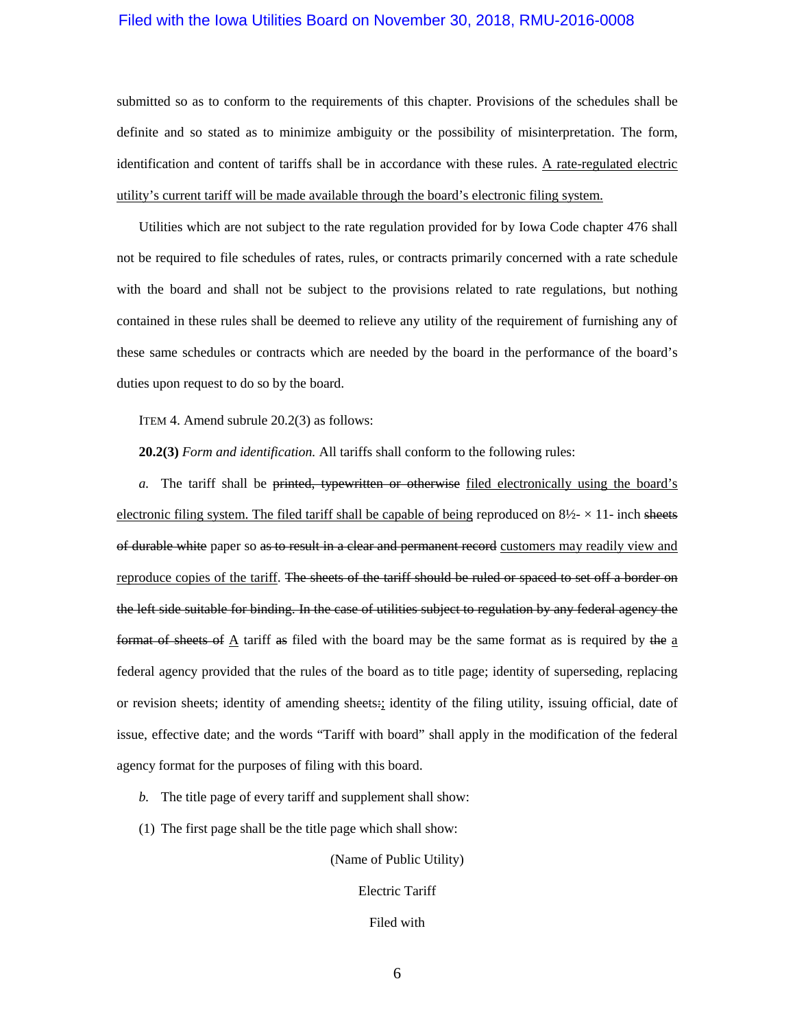submitted so as to conform to the requirements of this chapter. Provisions of the schedules shall be definite and so stated as to minimize ambiguity or the possibility of misinterpretation. The form, identification and content of tariffs shall be in accordance with these rules. <u>A rate-regulated electric utility's current tariff will be made available through the board's electronic filing system.</u>

Utilities which are not subject to the rate regulation provided for by Iowa Code chapter 476 shall not be required to file schedules of rates, rules, or contracts primarily concerned with a rate schedule with the board and shall not be subject to the provisions related to rate regulations, but nothing contained in these rules shall be deemed to relieve any utility of the requirement of furnishing any of these same schedules or contracts which are needed by the board in the performance of the board's duties upon request to do so by the board.

ITEM 4. Amend subrule 20.2(3) as follows:

**20.2(3)** *Form and identification.* All tariffs shall conform to the following rules:

*a.* The tariff shall be ~~printed, typewritten or otherwise~~ <u>filed electronically using the board's electronic filing system. The filed tariff shall be capable of being</u> reproduced on 8½- × 11- inch ~~sheets of durable white~~ paper so ~~as to result in a clear and permanent record~~ <u>customers may readily view and reproduce copies of the tariff</u>. ~~The sheets of the tariff should be ruled or spaced to set off a border on the left side suitable for binding. In the case of utilities subject to regulation by any federal agency the format of sheets of~~ <u>A</u> tariff ~~as~~ filed with the board may be the same format as is required by ~~the~~ <u>a</u> federal agency provided that the rules of the board as to title page; identity of superseding, replacing or revision sheets; identity of amending sheets~~:~~<u>;</u> identity of the filing utility, issuing official, date of issue, effective date; and the words "Tariff with board" shall apply in the modification of the federal agency format for the purposes of filing with this board.

*b.* The title page of every tariff and supplement shall show:

(1) The first page shall be the title page which shall show:

(Name of Public Utility)

Electric Tariff

Filed with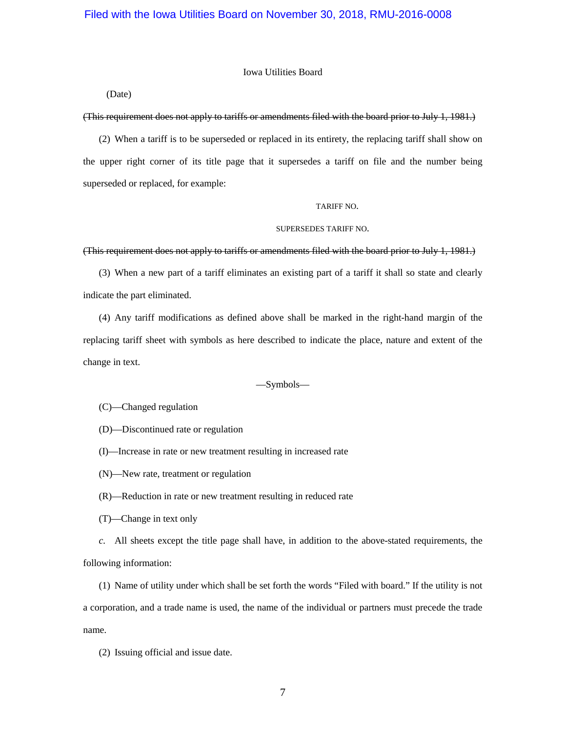Iowa Utilities Board

(Date)

~~(This requirement does not apply to tariffs or amendments filed with the board prior to July 1, 1981.)~~

(2) When a tariff is to be superseded or replaced in its entirety, the replacing tariff shall show on the upper right corner of its title page that it supersedes a tariff on file and the number being superseded or replaced, for example:

TARIFF NO.

SUPERSEDES TARIFF NO.

~~(This requirement does not apply to tariffs or amendments filed with the board prior to July 1, 1981.)~~

(3) When a new part of a tariff eliminates an existing part of a tariff it shall so state and clearly indicate the part eliminated.

(4) Any tariff modifications as defined above shall be marked in the right-hand margin of the replacing tariff sheet with symbols as here described to indicate the place, nature and extent of the change in text.

—Symbols—

(C)—Changed regulation

(D)—Discontinued rate or regulation

(I)—Increase in rate or new treatment resulting in increased rate

(N)—New rate, treatment or regulation

(R)—Reduction in rate or new treatment resulting in reduced rate

(T)—Change in text only

*c.* All sheets except the title page shall have, in addition to the above-stated requirements, the following information:

(1) Name of utility under which shall be set forth the words "Filed with board." If the utility is not a corporation, and a trade name is used, the name of the individual or partners must precede the trade name.

(2) Issuing official and issue date.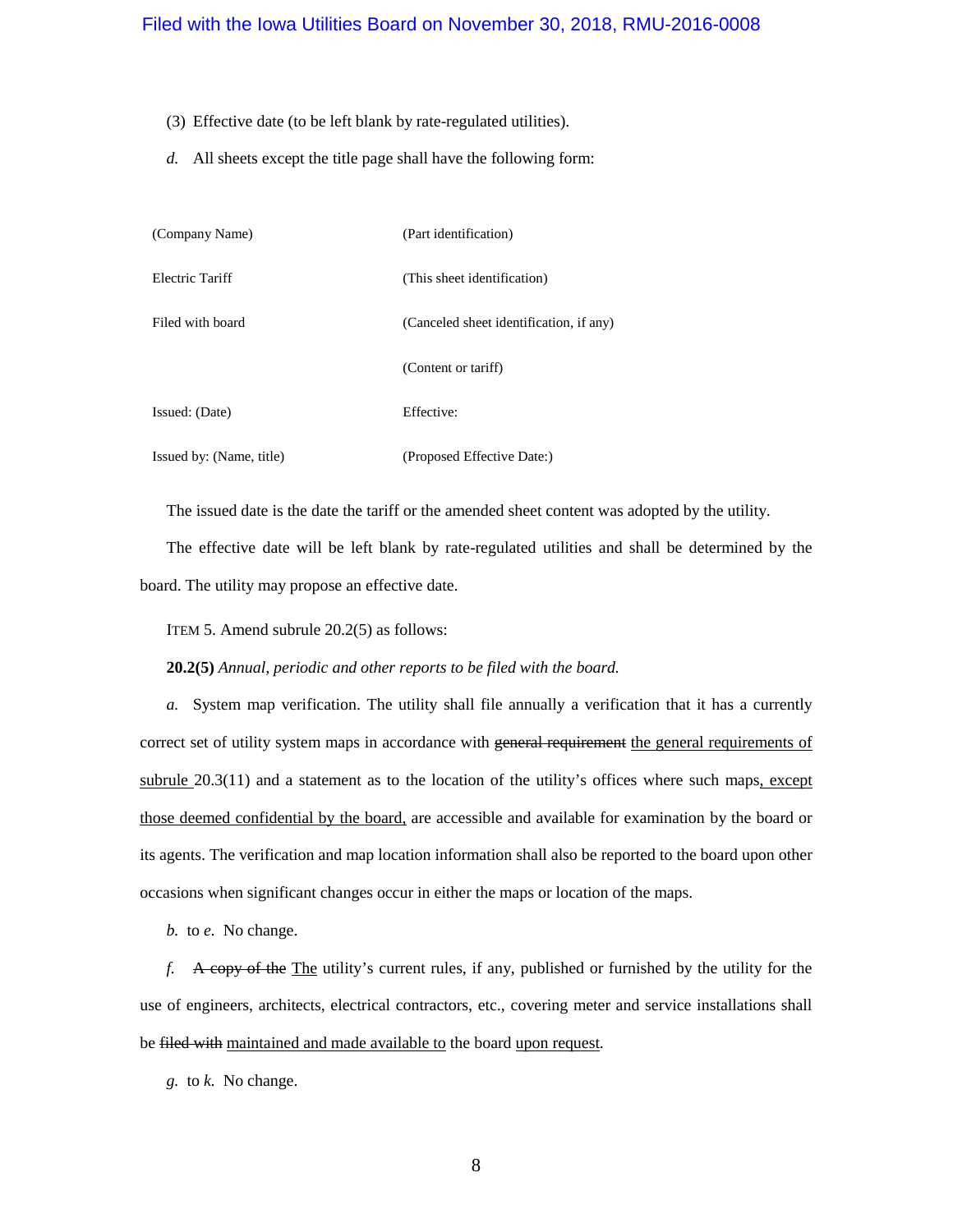(3) Effective date (to be left blank by rate-regulated utilities).

*d.* All sheets except the title page shall have the following form:

| | |
|---|---|
| (Company Name) | (Part identification) |
| Electric Tariff | (This sheet identification) |
| Filed with board | (Canceled sheet identification, if any) |
| | (Content or tariff) |
| Issued: (Date) | Effective: |
| Issued by: (Name, title) | (Proposed Effective Date:) |

The issued date is the date the tariff or the amended sheet content was adopted by the utility.

The effective date will be left blank by rate-regulated utilities and shall be determined by the board. The utility may propose an effective date.

ITEM 5. Amend subrule 20.2(5) as follows:

**20.2(5)** *Annual, periodic and other reports to be filed with the board.*

*a.* System map verification. The utility shall file annually a verification that it has a currently correct set of utility system maps in accordance with ~~general requirement~~ <u>the general requirements of subrule</u> 20.3(11) and a statement as to the location of the utility's offices where such maps<u>, except those deemed confidential by the board,</u> are accessible and available for examination by the board or its agents. The verification and map location information shall also be reported to the board upon other occasions when significant changes occur in either the maps or location of the maps.

*b.* to *e.* No change.

*f.* ~~A copy of the~~ <u>The</u> utility's current rules, if any, published or furnished by the utility for the use of engineers, architects, electrical contractors, etc., covering meter and service installations shall be ~~filed with~~ <u>maintained and made available to</u> the board <u>upon request</u>.

*g.* to *k.* No change.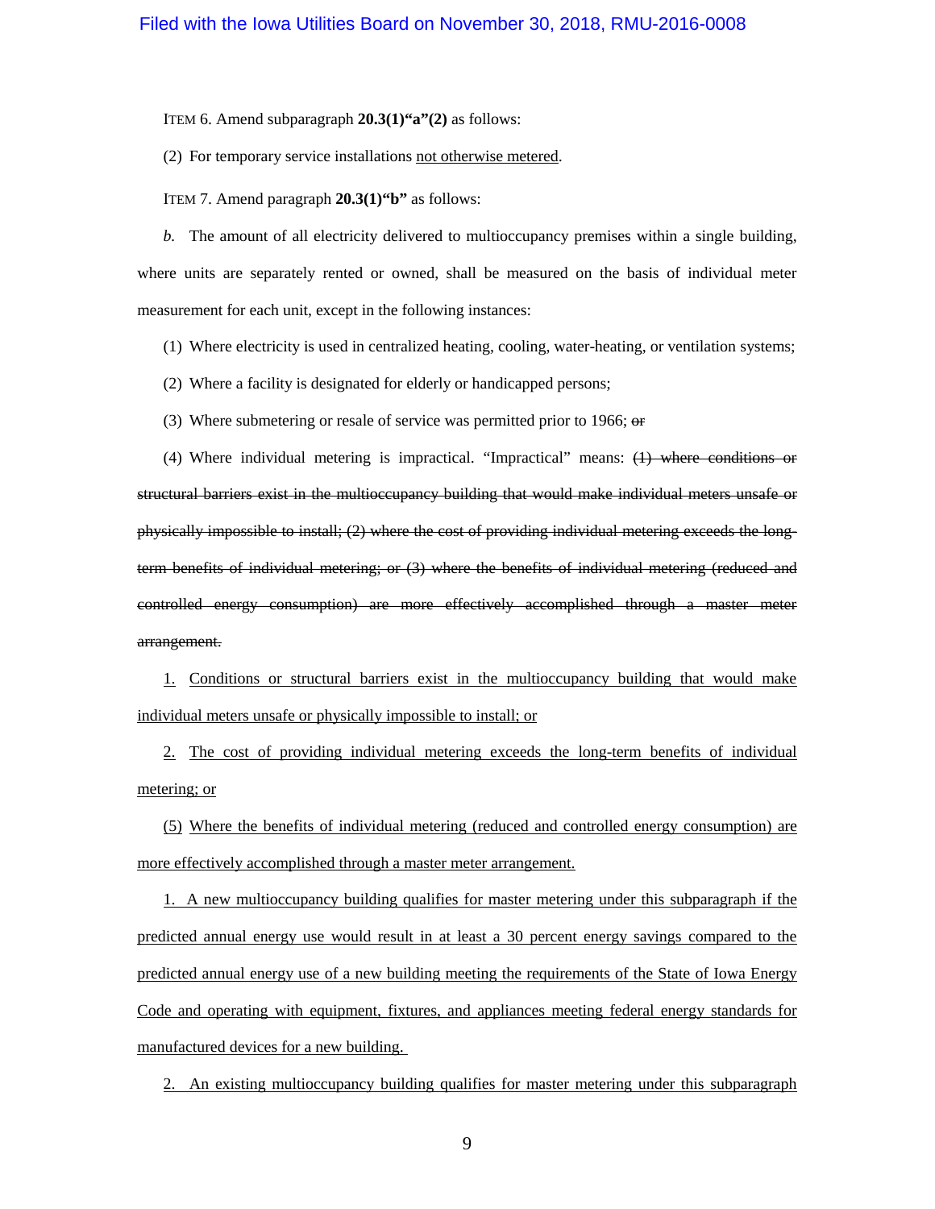ITEM 6. Amend subparagraph **20.3(1)"a"(2)** as follows:

(2) For temporary service installations <u>not otherwise metered</u>.

ITEM 7. Amend paragraph **20.3(1)"b"** as follows:

*b.* The amount of all electricity delivered to multioccupancy premises within a single building, where units are separately rented or owned, shall be measured on the basis of individual meter measurement for each unit, except in the following instances:

(1) Where electricity is used in centralized heating, cooling, water-heating, or ventilation systems;

(2) Where a facility is designated for elderly or handicapped persons;

(3) Where submetering or resale of service was permitted prior to 1966; ~~or~~

(4) Where individual metering is impractical. "Impractical" means: ~~(1) where conditions or structural barriers exist in the multioccupancy building that would make individual meters unsafe or physically impossible to install; (2) where the cost of providing individual metering exceeds the long-term benefits of individual metering; or (3) where the benefits of individual metering (reduced and controlled energy consumption) are more effectively accomplished through a master meter arrangement.~~

<u>1.</u> <u>Conditions or structural barriers exist in the multioccupancy building that would make individual meters unsafe or physically impossible to install; or</u>

<u>2.</u> <u>The cost of providing individual metering exceeds the long-term benefits of individual metering; or</u>

<u>(5)</u> <u>Where the benefits of individual metering (reduced and controlled energy consumption) are more effectively accomplished through a master meter arrangement.</u>

<u>1. A new multioccupancy building qualifies for master metering under this subparagraph if the predicted annual energy use would result in at least a 30 percent energy savings compared to the predicted annual energy use of a new building meeting the requirements of the State of Iowa Energy Code and operating with equipment, fixtures, and appliances meeting federal energy standards for manufactured devices for a new building.</u>

<u>2. An existing multioccupancy building qualifies for master metering under this subparagraph</u>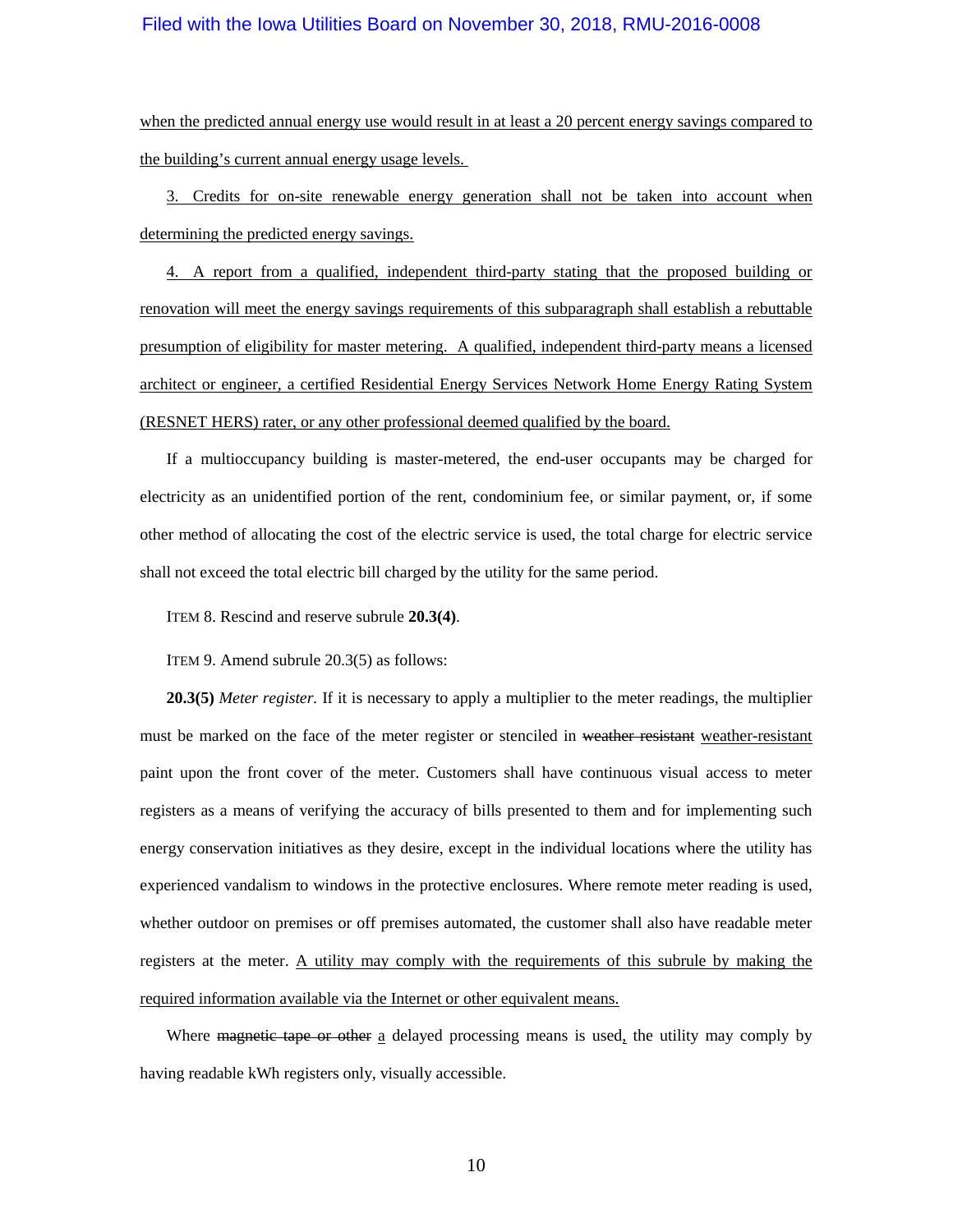when the predicted annual energy use would result in at least a 20 percent energy savings compared to the building's current annual energy usage levels.

3. Credits for on-site renewable energy generation shall not be taken into account when determining the predicted energy savings.

4. A report from a qualified, independent third-party stating that the proposed building or renovation will meet the energy savings requirements of this subparagraph shall establish a rebuttable presumption of eligibility for master metering. A qualified, independent third-party means a licensed architect or engineer, a certified Residential Energy Services Network Home Energy Rating System (RESNET HERS) rater, or any other professional deemed qualified by the board.

If a multioccupancy building is master-metered, the end-user occupants may be charged for electricity as an unidentified portion of the rent, condominium fee, or similar payment, or, if some other method of allocating the cost of the electric service is used, the total charge for electric service shall not exceed the total electric bill charged by the utility for the same period.

ITEM 8. Rescind and reserve subrule **20.3(4)**.

ITEM 9. Amend subrule 20.3(5) as follows:

**20.3(5)** *Meter register.* If it is necessary to apply a multiplier to the meter readings, the multiplier must be marked on the face of the meter register or stenciled in ~~weather resistant~~ weather-resistant paint upon the front cover of the meter. Customers shall have continuous visual access to meter registers as a means of verifying the accuracy of bills presented to them and for implementing such energy conservation initiatives as they desire, except in the individual locations where the utility has experienced vandalism to windows in the protective enclosures. Where remote meter reading is used, whether outdoor on premises or off premises automated, the customer shall also have readable meter registers at the meter. A utility may comply with the requirements of this subrule by making the required information available via the Internet or other equivalent means.

Where ~~magnetic tape or other~~ a delayed processing means is used, the utility may comply by having readable kWh registers only, visually accessible.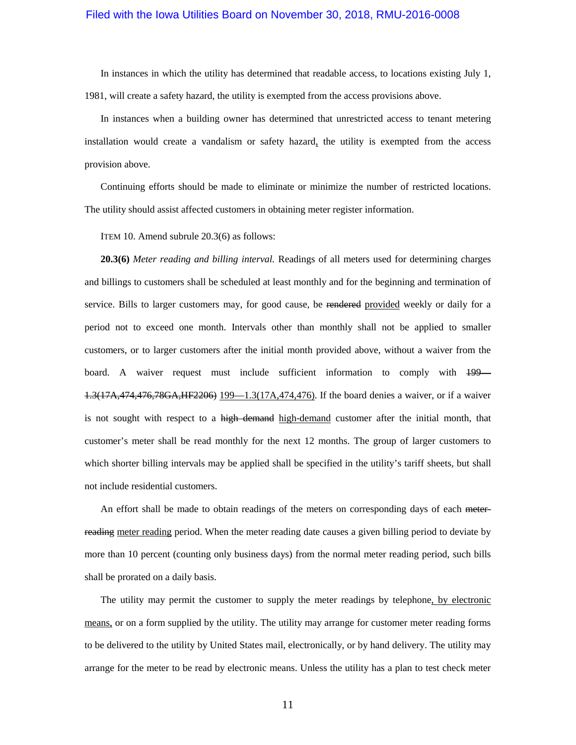In instances in which the utility has determined that readable access, to locations existing July 1, 1981, will create a safety hazard, the utility is exempted from the access provisions above.

In instances when a building owner has determined that unrestricted access to tenant metering installation would create a vandalism or safety hazard<u>,</u> the utility is exempted from the access provision above.

Continuing efforts should be made to eliminate or minimize the number of restricted locations. The utility should assist affected customers in obtaining meter register information.

ITEM 10. Amend subrule 20.3(6) as follows:

**20.3(6)** *Meter reading and billing interval.* Readings of all meters used for determining charges and billings to customers shall be scheduled at least monthly and for the beginning and termination of service. Bills to larger customers may, for good cause, be ~~rendered~~ <u>provided</u> weekly or daily for a period not to exceed one month. Intervals other than monthly shall not be applied to smaller customers, or to larger customers after the initial month provided above, without a waiver from the board. A waiver request must include sufficient information to comply with ~~199—1.3(17A,474,476,78GA,HF2206)~~ <u>199—1.3(17A,474,476)</u>. If the board denies a waiver, or if a waiver is not sought with respect to a ~~high demand~~ <u>high-demand</u> customer after the initial month, that customer's meter shall be read monthly for the next 12 months. The group of larger customers to which shorter billing intervals may be applied shall be specified in the utility's tariff sheets, but shall not include residential customers.

An effort shall be made to obtain readings of the meters on corresponding days of each ~~meter-reading~~ <u>meter reading</u> period. When the meter reading date causes a given billing period to deviate by more than 10 percent (counting only business days) from the normal meter reading period, such bills shall be prorated on a daily basis.

The utility may permit the customer to supply the meter readings by telephone<u>, by electronic means,</u> or on a form supplied by the utility. The utility may arrange for customer meter reading forms to be delivered to the utility by United States mail, electronically, or by hand delivery. The utility may arrange for the meter to be read by electronic means. Unless the utility has a plan to test check meter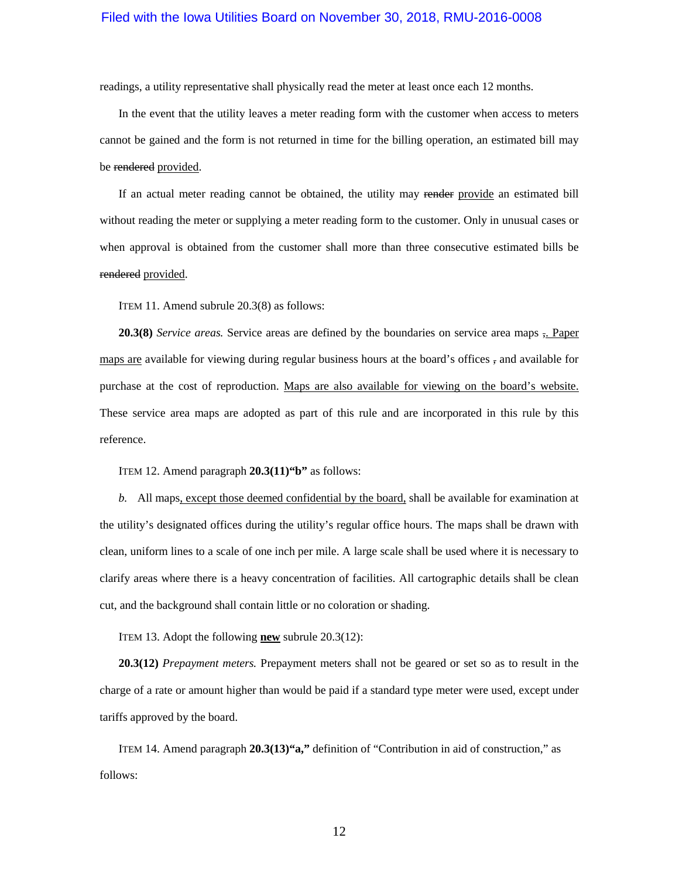readings, a utility representative shall physically read the meter at least once each 12 months.

In the event that the utility leaves a meter reading form with the customer when access to meters cannot be gained and the form is not returned in time for the billing operation, an estimated bill may be ~~rendered~~ <u>provided</u>.

If an actual meter reading cannot be obtained, the utility may ~~render~~ <u>provide</u> an estimated bill without reading the meter or supplying a meter reading form to the customer. Only in unusual cases or when approval is obtained from the customer shall more than three consecutive estimated bills be ~~rendered~~ <u>provided</u>.

ITEM 11. Amend subrule 20.3(8) as follows:

**20.3(8)** *Service areas.* Service areas are defined by the boundaries on service area maps ~~,~~<u>. Paper maps are</u> available for viewing during regular business hours at the board's offices ~~,~~ and available for purchase at the cost of reproduction. <u>Maps are also available for viewing on the board's website.</u> These service area maps are adopted as part of this rule and are incorporated in this rule by this reference.

ITEM 12. Amend paragraph **20.3(11)"b"** as follows:

*b.* All maps<u>, except those deemed confidential by the board,</u> shall be available for examination at the utility's designated offices during the utility's regular office hours. The maps shall be drawn with clean, uniform lines to a scale of one inch per mile. A large scale shall be used where it is necessary to clarify areas where there is a heavy concentration of facilities. All cartographic details shall be clean cut, and the background shall contain little or no coloration or shading.

ITEM 13. Adopt the following **<u>new</u>** subrule 20.3(12):

**20.3(12)** *Prepayment meters.* Prepayment meters shall not be geared or set so as to result in the charge of a rate or amount higher than would be paid if a standard type meter were used, except under tariffs approved by the board.

ITEM 14. Amend paragraph **20.3(13)"a,"** definition of "Contribution in aid of construction," as follows: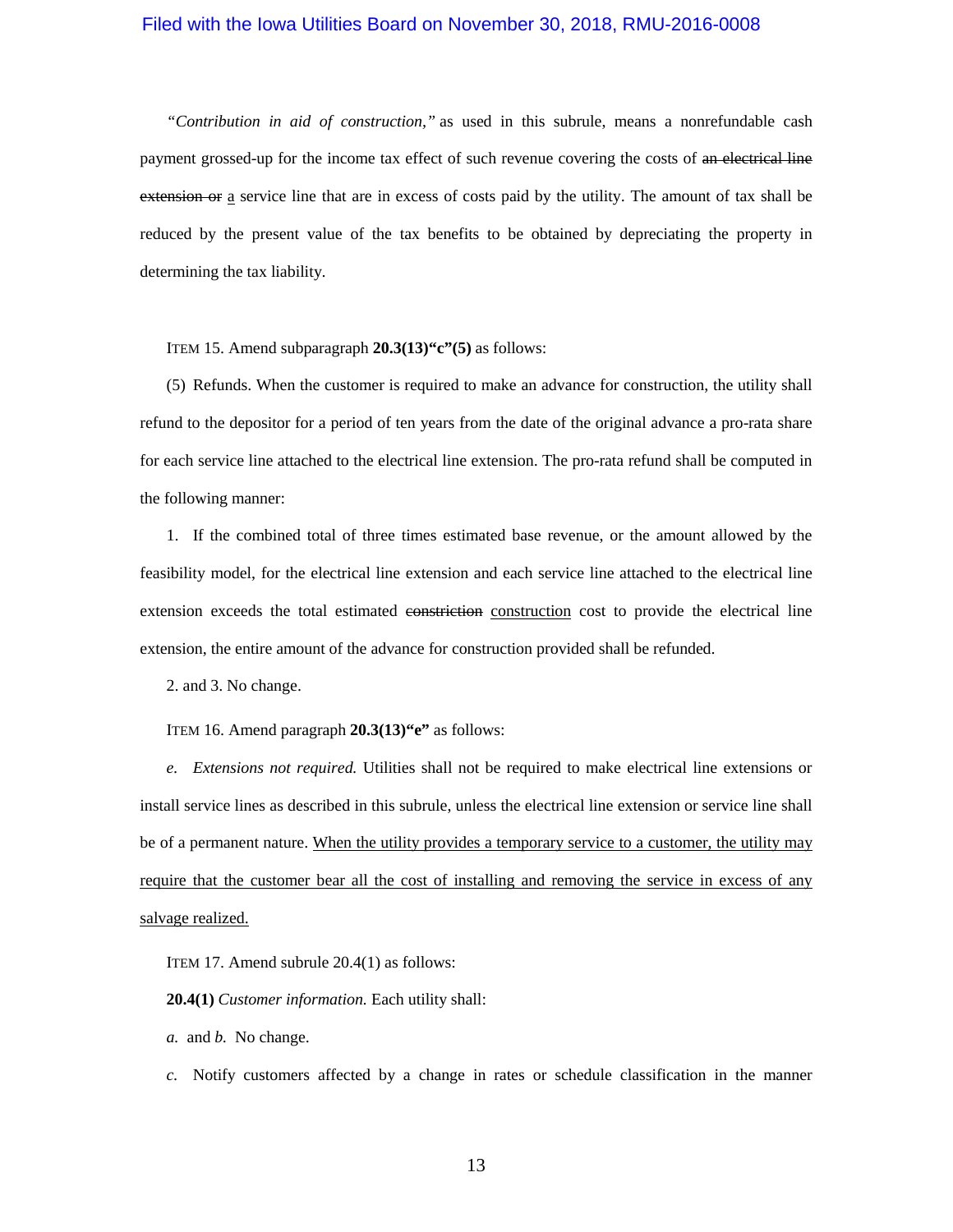*"Contribution in aid of construction,"* as used in this subrule, means a nonrefundable cash payment grossed-up for the income tax effect of such revenue covering the costs of ~~an electrical line extension or~~ <u>a</u> service line that are in excess of costs paid by the utility. The amount of tax shall be reduced by the present value of the tax benefits to be obtained by depreciating the property in determining the tax liability.

ITEM 15. Amend subparagraph **20.3(13)"c"(5)** as follows:

(5) Refunds. When the customer is required to make an advance for construction, the utility shall refund to the depositor for a period of ten years from the date of the original advance a pro-rata share for each service line attached to the electrical line extension. The pro-rata refund shall be computed in the following manner:

1. If the combined total of three times estimated base revenue, or the amount allowed by the feasibility model, for the electrical line extension and each service line attached to the electrical line extension exceeds the total estimated ~~constriction~~ <u>construction</u> cost to provide the electrical line extension, the entire amount of the advance for construction provided shall be refunded.

2. and 3. No change.

ITEM 16. Amend paragraph **20.3(13)"e"** as follows:

*e. Extensions not required.* Utilities shall not be required to make electrical line extensions or install service lines as described in this subrule, unless the electrical line extension or service line shall be of a permanent nature. <u>When the utility provides a temporary service to a customer, the utility may require that the customer bear all the cost of installing and removing the service in excess of any salvage realized.</u>

ITEM 17. Amend subrule 20.4(1) as follows:

**20.4(1)** *Customer information.* Each utility shall:

*a.* and *b.* No change.

*c.* Notify customers affected by a change in rates or schedule classification in the manner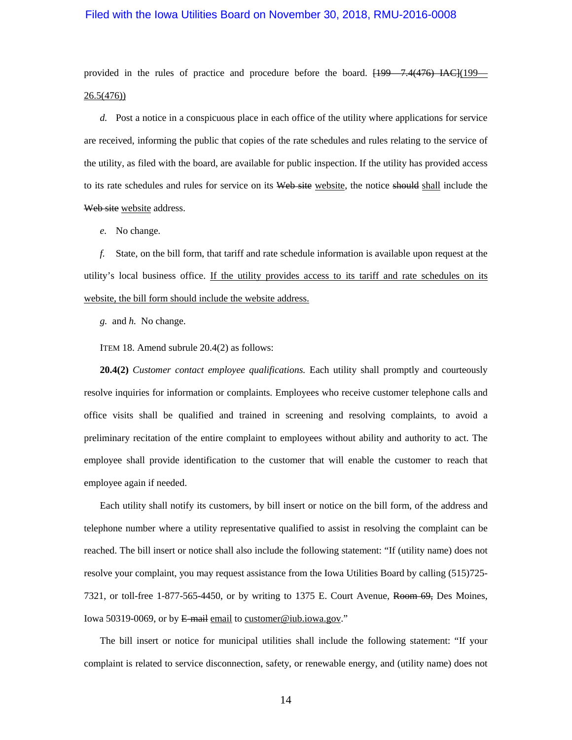provided in the rules of practice and procedure before the board. ~~[199—7.4(476) IAC]~~(199—26.5(476))

*d.* Post a notice in a conspicuous place in each office of the utility where applications for service are received, informing the public that copies of the rate schedules and rules relating to the service of the utility, as filed with the board, are available for public inspection. If the utility has provided access to its rate schedules and rules for service on its ~~Web site~~ website, the notice ~~should~~ shall include the ~~Web site~~ website address.

*e.* No change.

*f.* State, on the bill form, that tariff and rate schedule information is available upon request at the utility's local business office. If the utility provides access to its tariff and rate schedules on its website, the bill form should include the website address.

*g.* and *h.* No change.

ITEM 18. Amend subrule 20.4(2) as follows:

**20.4(2)** *Customer contact employee qualifications.* Each utility shall promptly and courteously resolve inquiries for information or complaints. Employees who receive customer telephone calls and office visits shall be qualified and trained in screening and resolving complaints, to avoid a preliminary recitation of the entire complaint to employees without ability and authority to act. The employee shall provide identification to the customer that will enable the customer to reach that employee again if needed.

Each utility shall notify its customers, by bill insert or notice on the bill form, of the address and telephone number where a utility representative qualified to assist in resolving the complaint can be reached. The bill insert or notice shall also include the following statement: "If (utility name) does not resolve your complaint, you may request assistance from the Iowa Utilities Board by calling (515)725-7321, or toll-free 1-877-565-4450, or by writing to 1375 E. Court Avenue, ~~Room 69,~~ Des Moines, Iowa 50319-0069, or by ~~E-mail~~ email to customer@iub.iowa.gov."

The bill insert or notice for municipal utilities shall include the following statement: "If your complaint is related to service disconnection, safety, or renewable energy, and (utility name) does not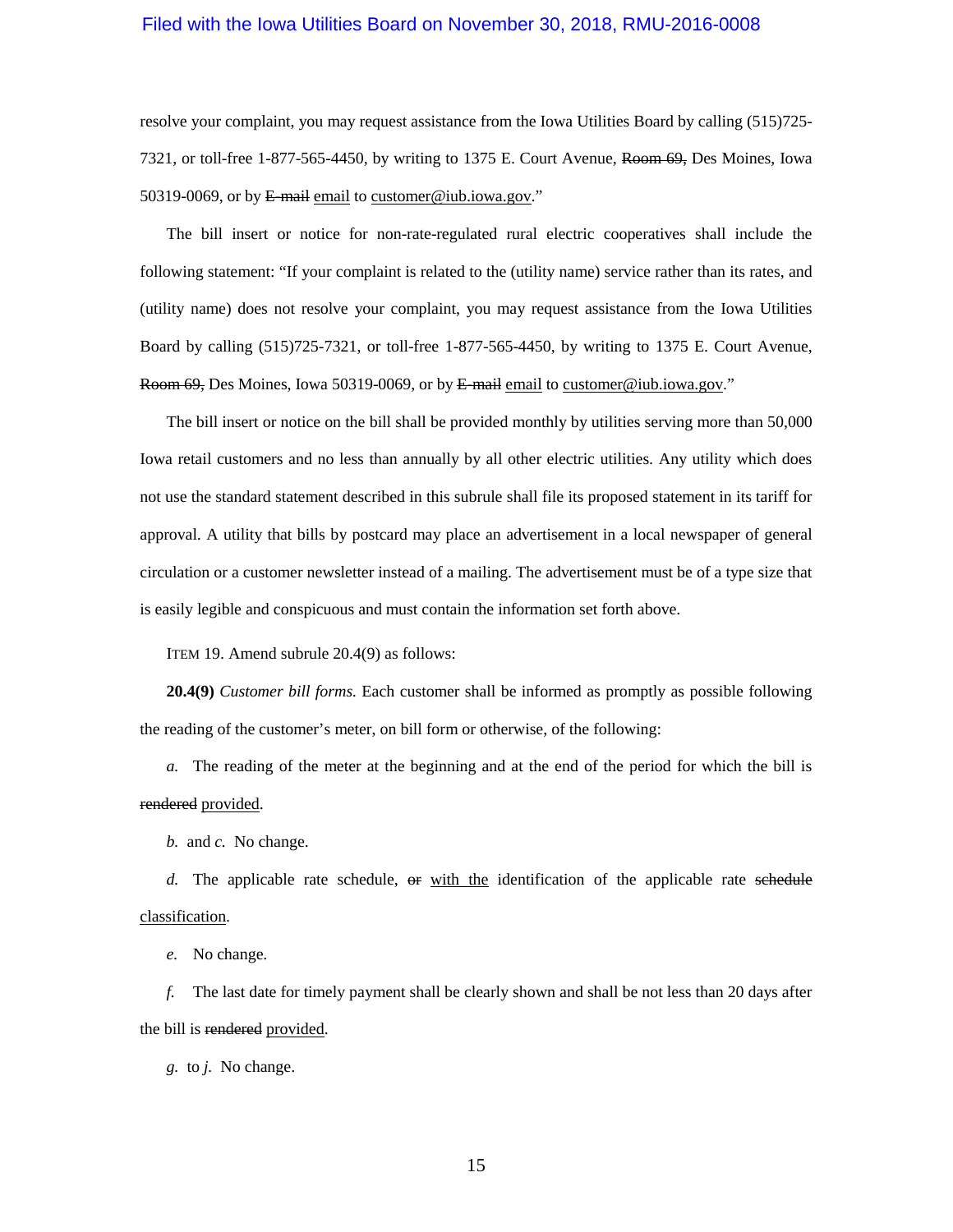resolve your complaint, you may request assistance from the Iowa Utilities Board by calling (515)725-7321, or toll-free 1-877-565-4450, by writing to 1375 E. Court Avenue, ~~Room 69,~~ Des Moines, Iowa 50319-0069, or by ~~E-mail~~ <u>email</u> to <u>customer@iub.iowa.gov</u>."

The bill insert or notice for non-rate-regulated rural electric cooperatives shall include the following statement: "If your complaint is related to the (utility name) service rather than its rates, and (utility name) does not resolve your complaint, you may request assistance from the Iowa Utilities Board by calling (515)725-7321, or toll-free 1-877-565-4450, by writing to 1375 E. Court Avenue, ~~Room 69,~~ Des Moines, Iowa 50319-0069, or by ~~E-mail~~ <u>email</u> to <u>customer@iub.iowa.gov</u>."

The bill insert or notice on the bill shall be provided monthly by utilities serving more than 50,000 Iowa retail customers and no less than annually by all other electric utilities. Any utility which does not use the standard statement described in this subrule shall file its proposed statement in its tariff for approval. A utility that bills by postcard may place an advertisement in a local newspaper of general circulation or a customer newsletter instead of a mailing. The advertisement must be of a type size that is easily legible and conspicuous and must contain the information set forth above.

ITEM 19. Amend subrule 20.4(9) as follows:

**20.4(9)** *Customer bill forms.* Each customer shall be informed as promptly as possible following the reading of the customer's meter, on bill form or otherwise, of the following:

*a.* The reading of the meter at the beginning and at the end of the period for which the bill is ~~rendered~~ <u>provided</u>.

*b.* and *c.* No change.

*d.* The applicable rate schedule, ~~or~~ <u>with the</u> identification of the applicable rate ~~schedule~~ <u>classification</u>.

*e.* No change.

*f.* The last date for timely payment shall be clearly shown and shall be not less than 20 days after the bill is ~~rendered~~ <u>provided</u>.

*g.* to *j.* No change.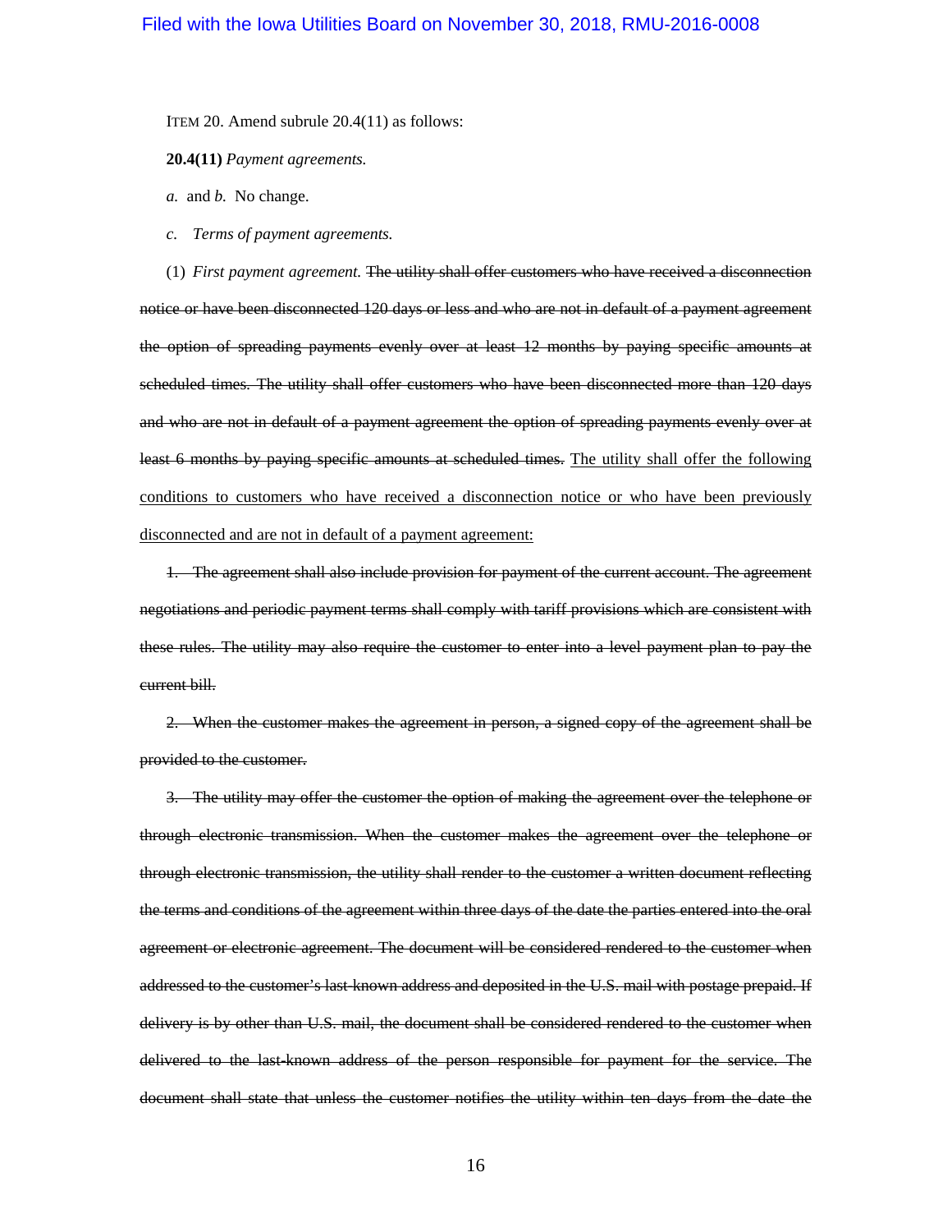ITEM 20. Amend subrule 20.4(11) as follows:

**20.4(11)** *Payment agreements.*

*a.* and *b.* No change.

*c.* *Terms of payment agreements.*

(1) *First payment agreement.* ~~The utility shall offer customers who have received a disconnection notice or have been disconnected 120 days or less and who are not in default of a payment agreement the option of spreading payments evenly over at least 12 months by paying specific amounts at scheduled times. The utility shall offer customers who have been disconnected more than 120 days and who are not in default of a payment agreement the option of spreading payments evenly over at least 6 months by paying specific amounts at scheduled times.~~ <u>The utility shall offer the following conditions to customers who have received a disconnection notice or who have been previously disconnected and are not in default of a payment agreement:</u>

~~1. The agreement shall also include provision for payment of the current account. The agreement negotiations and periodic payment terms shall comply with tariff provisions which are consistent with these rules. The utility may also require the customer to enter into a level payment plan to pay the current bill.~~

~~2. When the customer makes the agreement in person, a signed copy of the agreement shall be provided to the customer.~~

~~3. The utility may offer the customer the option of making the agreement over the telephone or through electronic transmission. When the customer makes the agreement over the telephone or through electronic transmission, the utility shall render to the customer a written document reflecting the terms and conditions of the agreement within three days of the date the parties entered into the oral agreement or electronic agreement. The document will be considered rendered to the customer when addressed to the customer's last-known address and deposited in the U.S. mail with postage prepaid. If delivery is by other than U.S. mail, the document shall be considered rendered to the customer when delivered to the last-known address of the person responsible for payment for the service. The document shall state that unless the customer notifies the utility within ten days from the date the~~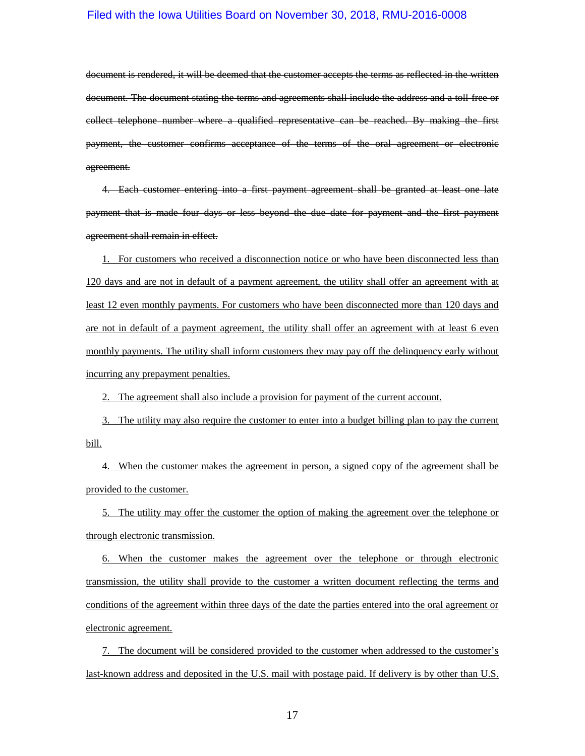~~document is rendered, it will be deemed that the customer accepts the terms as reflected in the written document. The document stating the terms and agreements shall include the address and a toll-free or collect telephone number where a qualified representative can be reached. By making the first payment, the customer confirms acceptance of the terms of the oral agreement or electronic agreement.~~

~~4. Each customer entering into a first payment agreement shall be granted at least one late payment that is made four days or less beyond the due date for payment and the first payment agreement shall remain in effect.~~

<u>1. For customers who received a disconnection notice or who have been disconnected less than 120 days and are not in default of a payment agreement, the utility shall offer an agreement with at least 12 even monthly payments. For customers who have been disconnected more than 120 days and are not in default of a payment agreement, the utility shall offer an agreement with at least 6 even monthly payments. The utility shall inform customers they may pay off the delinquency early without incurring any prepayment penalties.</u>

<u>2. The agreement shall also include a provision for payment of the current account.</u>

<u>3. The utility may also require the customer to enter into a budget billing plan to pay the current bill.</u>

<u>4. When the customer makes the agreement in person, a signed copy of the agreement shall be provided to the customer.</u>

<u>5. The utility may offer the customer the option of making the agreement over the telephone or through electronic transmission.</u>

<u>6. When the customer makes the agreement over the telephone or through electronic transmission, the utility shall provide to the customer a written document reflecting the terms and conditions of the agreement within three days of the date the parties entered into the oral agreement or electronic agreement.</u>

<u>7. The document will be considered provided to the customer when addressed to the customer's last-known address and deposited in the U.S. mail with postage paid. If delivery is by other than U.S.</u>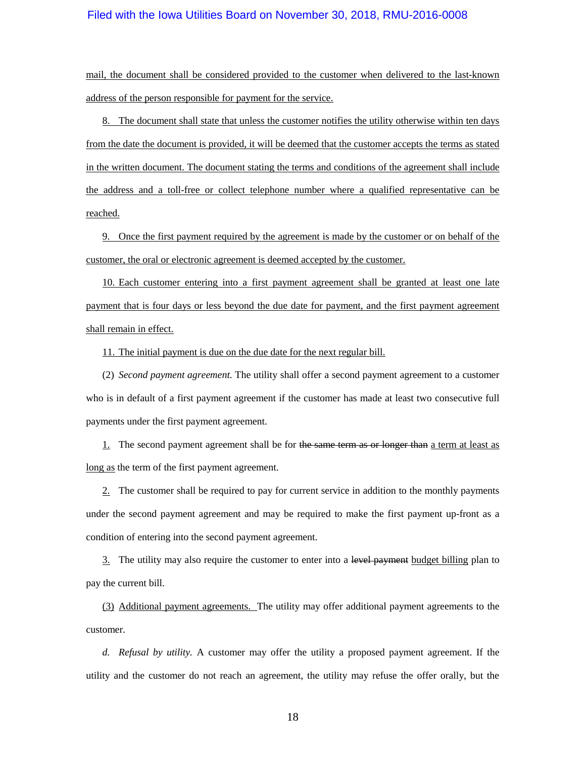mail, the document shall be considered provided to the customer when delivered to the last-known address of the person responsible for payment for the service.

8. The document shall state that unless the customer notifies the utility otherwise within ten days from the date the document is provided, it will be deemed that the customer accepts the terms as stated in the written document. The document stating the terms and conditions of the agreement shall include the address and a toll-free or collect telephone number where a qualified representative can be reached.

9. Once the first payment required by the agreement is made by the customer or on behalf of the customer, the oral or electronic agreement is deemed accepted by the customer.

10. Each customer entering into a first payment agreement shall be granted at least one late payment that is four days or less beyond the due date for payment, and the first payment agreement shall remain in effect.

11. The initial payment is due on the due date for the next regular bill.

(2) *Second payment agreement.* The utility shall offer a second payment agreement to a customer who is in default of a first payment agreement if the customer has made at least two consecutive full payments under the first payment agreement.

1. The second payment agreement shall be for ~~the same term as or longer than~~ a term at least as long as the term of the first payment agreement.

2. The customer shall be required to pay for current service in addition to the monthly payments under the second payment agreement and may be required to make the first payment up-front as a condition of entering into the second payment agreement.

3. The utility may also require the customer to enter into a ~~level payment~~ budget billing plan to pay the current bill.

(3) Additional payment agreements. The utility may offer additional payment agreements to the customer.

*d. Refusal by utility.* A customer may offer the utility a proposed payment agreement. If the utility and the customer do not reach an agreement, the utility may refuse the offer orally, but the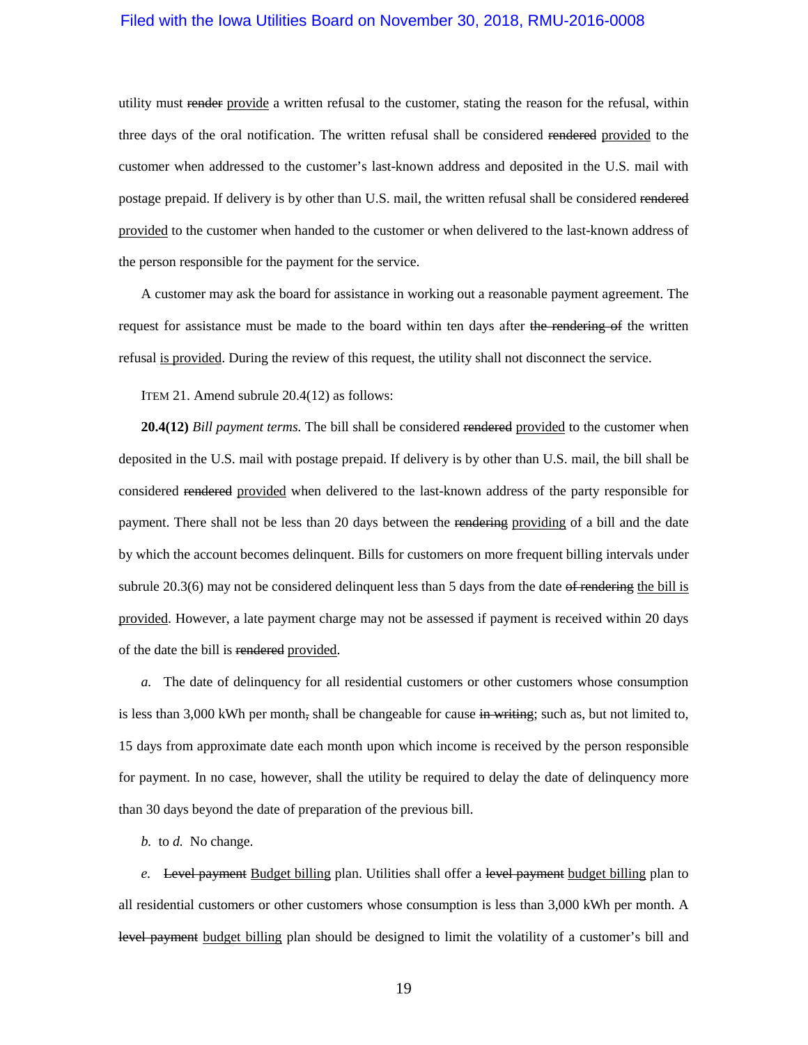utility must ~~render~~ <u>provide</u> a written refusal to the customer, stating the reason for the refusal, within three days of the oral notification. The written refusal shall be considered ~~rendered~~ <u>provided</u> to the customer when addressed to the customer's last-known address and deposited in the U.S. mail with postage prepaid. If delivery is by other than U.S. mail, the written refusal shall be considered ~~rendered~~ <u>provided</u> to the customer when handed to the customer or when delivered to the last-known address of the person responsible for the payment for the service.

A customer may ask the board for assistance in working out a reasonable payment agreement. The request for assistance must be made to the board within ten days after ~~the rendering of~~ the written refusal <u>is provided</u>. During the review of this request, the utility shall not disconnect the service.

ITEM 21. Amend subrule 20.4(12) as follows:

**20.4(12)** *Bill payment terms.* The bill shall be considered ~~rendered~~ <u>provided</u> to the customer when deposited in the U.S. mail with postage prepaid. If delivery is by other than U.S. mail, the bill shall be considered ~~rendered~~ <u>provided</u> when delivered to the last-known address of the party responsible for payment. There shall not be less than 20 days between the ~~rendering~~ <u>providing</u> of a bill and the date by which the account becomes delinquent. Bills for customers on more frequent billing intervals under subrule 20.3(6) may not be considered delinquent less than 5 days from the date ~~of rendering~~ <u>the bill is provided</u>. However, a late payment charge may not be assessed if payment is received within 20 days of the date the bill is ~~rendered~~ <u>provided</u>.

*a.* The date of delinquency for all residential customers or other customers whose consumption is less than 3,000 kWh per month~~,~~ shall be changeable for cause ~~in writing~~; such as, but not limited to, 15 days from approximate date each month upon which income is received by the person responsible for payment. In no case, however, shall the utility be required to delay the date of delinquency more than 30 days beyond the date of preparation of the previous bill.

*b.* to *d.* No change.

*e.* ~~Level payment~~ <u>Budget billing</u> plan. Utilities shall offer a ~~level payment~~ <u>budget billing</u> plan to all residential customers or other customers whose consumption is less than 3,000 kWh per month. A ~~level payment~~ <u>budget billing</u> plan should be designed to limit the volatility of a customer's bill and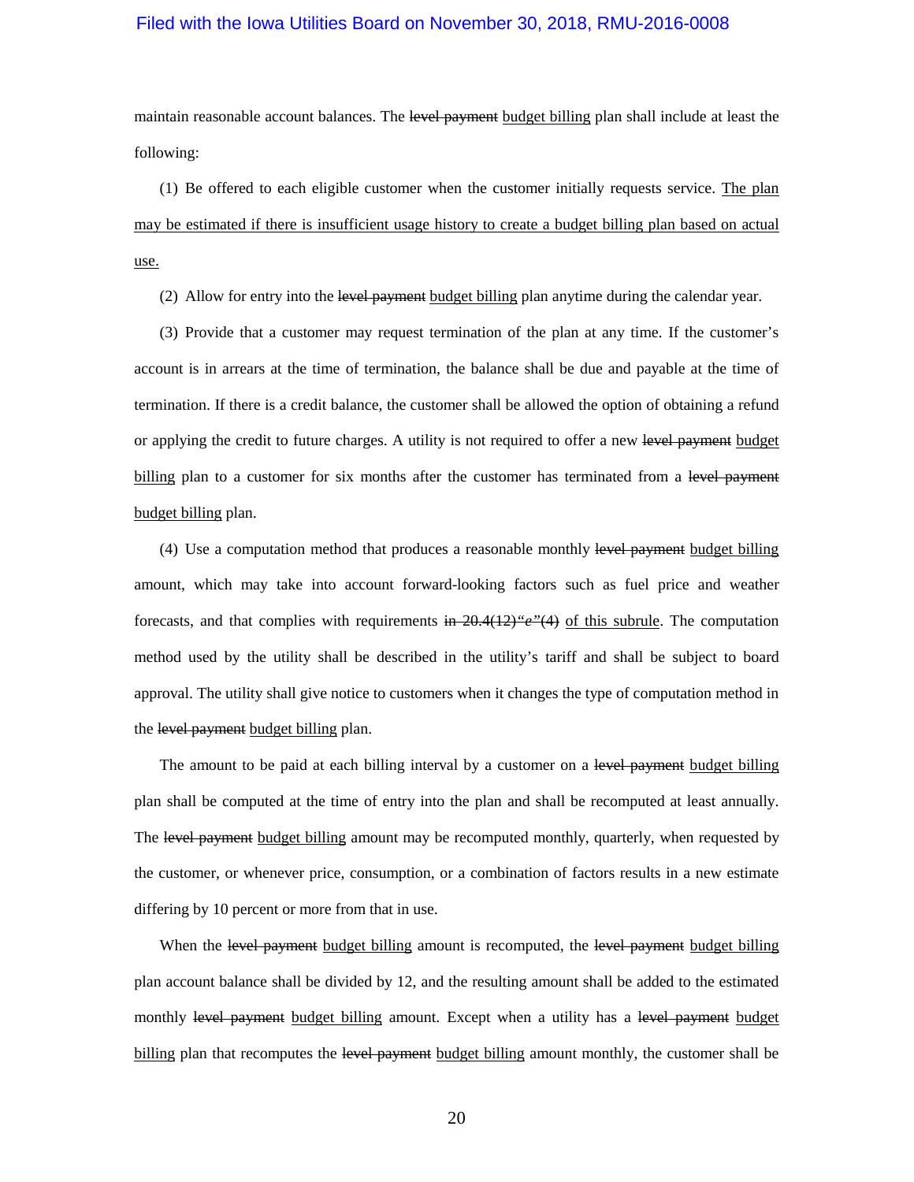maintain reasonable account balances. The ~~level payment~~ <u>budget billing</u> plan shall include at least the following:

(1) Be offered to each eligible customer when the customer initially requests service. <u>The plan may be estimated if there is insufficient usage history to create a budget billing plan based on actual use.</u>

(2) Allow for entry into the ~~level payment~~ <u>budget billing</u> plan anytime during the calendar year.

(3) Provide that a customer may request termination of the plan at any time. If the customer's account is in arrears at the time of termination, the balance shall be due and payable at the time of termination. If there is a credit balance, the customer shall be allowed the option of obtaining a refund or applying the credit to future charges. A utility is not required to offer a new ~~level payment~~ <u>budget billing</u> plan to a customer for six months after the customer has terminated from a ~~level payment~~ <u>budget billing</u> plan.

(4) Use a computation method that produces a reasonable monthly ~~level payment~~ <u>budget billing</u> amount, which may take into account forward-looking factors such as fuel price and weather forecasts, and that complies with requirements ~~in 20.4(12)"*e*"(4)~~ <u>of this subrule</u>. The computation method used by the utility shall be described in the utility's tariff and shall be subject to board approval. The utility shall give notice to customers when it changes the type of computation method in the ~~level payment~~ <u>budget billing</u> plan.

The amount to be paid at each billing interval by a customer on a ~~level payment~~ <u>budget billing</u> plan shall be computed at the time of entry into the plan and shall be recomputed at least annually. The ~~level payment~~ <u>budget billing</u> amount may be recomputed monthly, quarterly, when requested by the customer, or whenever price, consumption, or a combination of factors results in a new estimate differing by 10 percent or more from that in use.

When the ~~level payment~~ <u>budget billing</u> amount is recomputed, the ~~level payment~~ <u>budget billing</u> plan account balance shall be divided by 12, and the resulting amount shall be added to the estimated monthly ~~level payment~~ <u>budget billing</u> amount. Except when a utility has a ~~level payment~~ <u>budget billing</u> plan that recomputes the ~~level payment~~ <u>budget billing</u> amount monthly, the customer shall be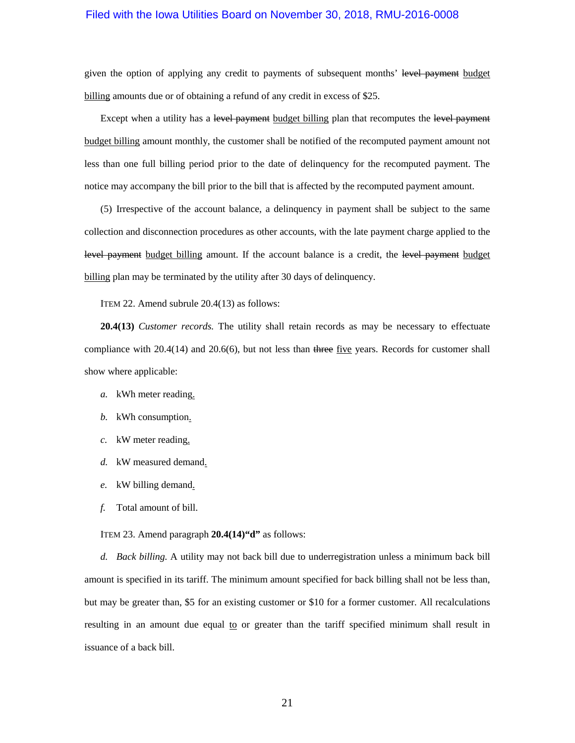given the option of applying any credit to payments of subsequent months' ~~level payment~~ <u>budget billing</u> amounts due or of obtaining a refund of any credit in excess of $25.

Except when a utility has a ~~level payment~~ <u>budget billing</u> plan that recomputes the ~~level payment~~ <u>budget billing</u> amount monthly, the customer shall be notified of the recomputed payment amount not less than one full billing period prior to the date of delinquency for the recomputed payment. The notice may accompany the bill prior to the bill that is affected by the recomputed payment amount.

(5) Irrespective of the account balance, a delinquency in payment shall be subject to the same collection and disconnection procedures as other accounts, with the late payment charge applied to the ~~level payment~~ <u>budget billing</u> amount. If the account balance is a credit, the ~~level payment~~ <u>budget billing</u> plan may be terminated by the utility after 30 days of delinquency.

ITEM 22. Amend subrule 20.4(13) as follows:

**20.4(13)** *Customer records.* The utility shall retain records as may be necessary to effectuate compliance with 20.4(14) and 20.6(6), but not less than ~~three~~ <u>five</u> years. Records for customer shall show where applicable:

*a.* kWh meter reading<u>.</u>

*b.* kWh consumption<u>.</u>

*c.* kW meter reading<u>.</u>

*d.* kW measured demand<u>.</u>

*e.* kW billing demand<u>.</u>

*f.* Total amount of bill.

ITEM 23. Amend paragraph **20.4(14)"d"** as follows:

*d. Back billing.* A utility may not back bill due to underregistration unless a minimum back bill amount is specified in its tariff. The minimum amount specified for back billing shall not be less than, but may be greater than, $5 for an existing customer or $10 for a former customer. All recalculations resulting in an amount due equal <u>to</u> or greater than the tariff specified minimum shall result in issuance of a back bill.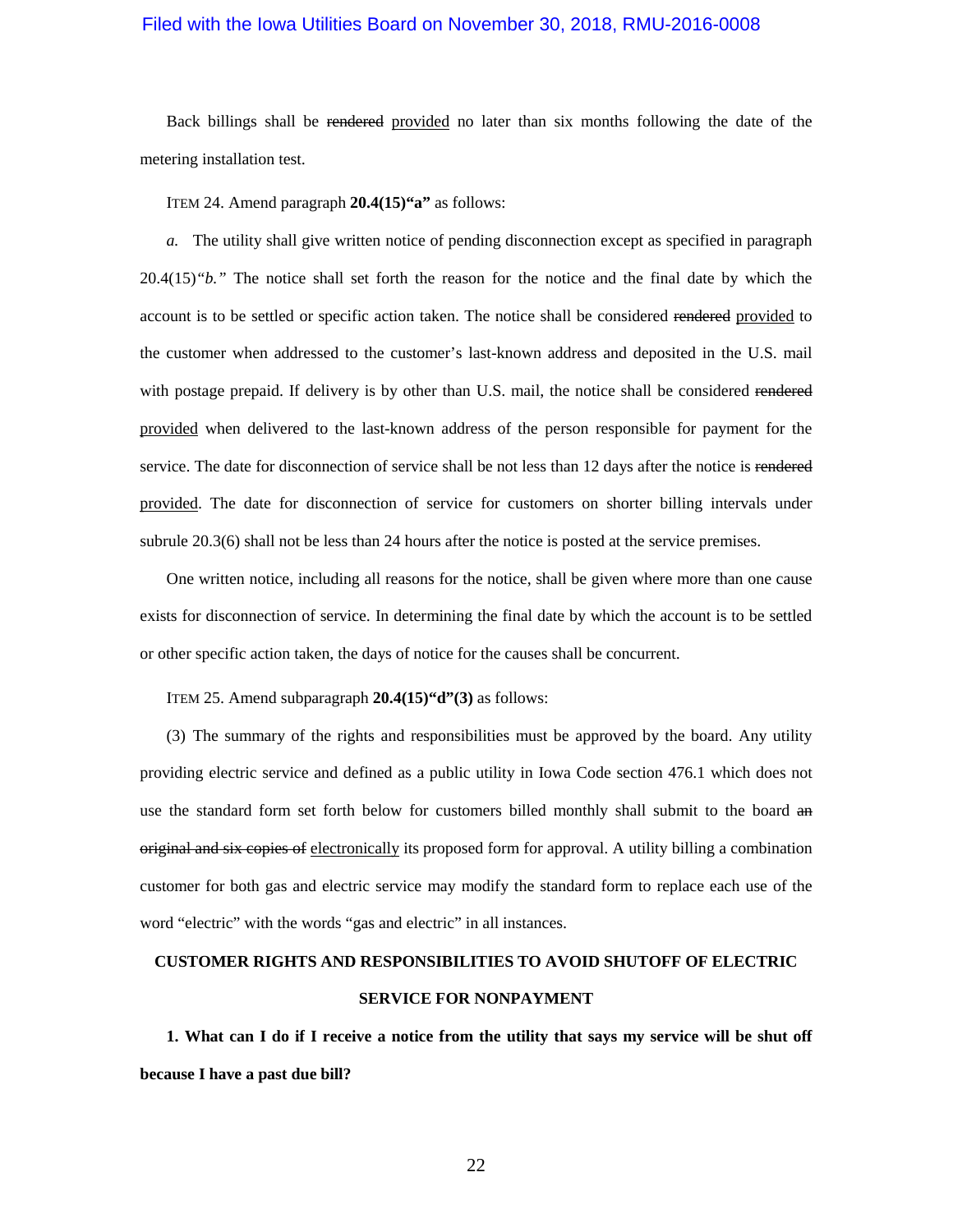Back billings shall be ~~rendered~~ <u>provided</u> no later than six months following the date of the metering installation test.

ITEM 24. Amend paragraph **20.4(15)"a"** as follows:

*a.* The utility shall give written notice of pending disconnection except as specified in paragraph 20.4(15)*"b."* The notice shall set forth the reason for the notice and the final date by which the account is to be settled or specific action taken. The notice shall be considered ~~rendered~~ <u>provided</u> to the customer when addressed to the customer's last-known address and deposited in the U.S. mail with postage prepaid. If delivery is by other than U.S. mail, the notice shall be considered ~~rendered~~ <u>provided</u> when delivered to the last-known address of the person responsible for payment for the service. The date for disconnection of service shall be not less than 12 days after the notice is ~~rendered~~ <u>provided</u>. The date for disconnection of service for customers on shorter billing intervals under subrule 20.3(6) shall not be less than 24 hours after the notice is posted at the service premises.

One written notice, including all reasons for the notice, shall be given where more than one cause exists for disconnection of service. In determining the final date by which the account is to be settled or other specific action taken, the days of notice for the causes shall be concurrent.

ITEM 25. Amend subparagraph **20.4(15)"d"(3)** as follows:

(3) The summary of the rights and responsibilities must be approved by the board. Any utility providing electric service and defined as a public utility in Iowa Code section 476.1 which does not use the standard form set forth below for customers billed monthly shall submit to the board ~~an original and six copies of~~ <u>electronically</u> its proposed form for approval. A utility billing a combination customer for both gas and electric service may modify the standard form to replace each use of the word "electric" with the words "gas and electric" in all instances.

**CUSTOMER RIGHTS AND RESPONSIBILITIES TO AVOID SHUTOFF OF ELECTRIC SERVICE FOR NONPAYMENT**

**1. What can I do if I receive a notice from the utility that says my service will be shut off because I have a past due bill?**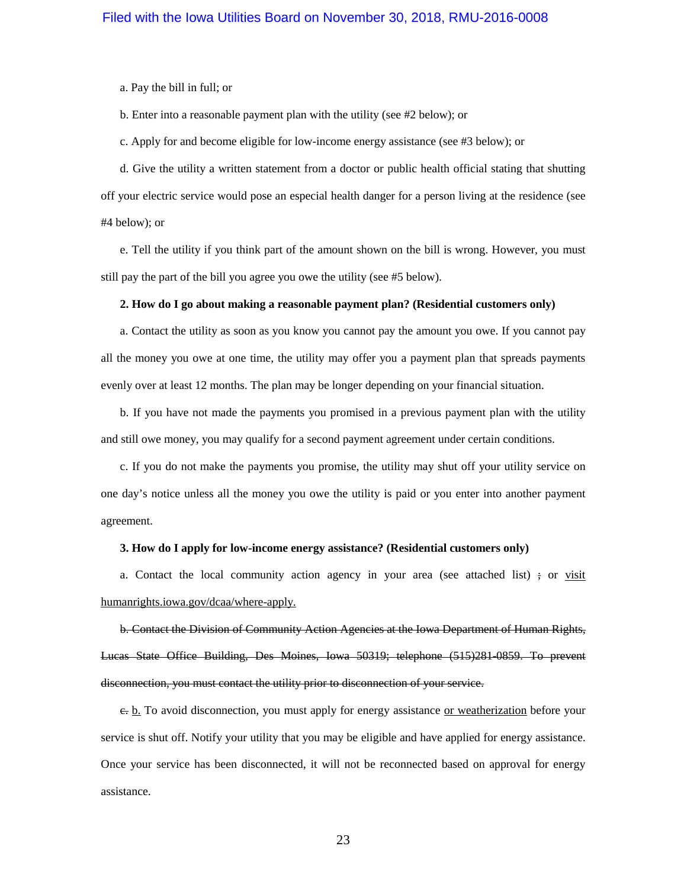a. Pay the bill in full; or

b. Enter into a reasonable payment plan with the utility (see #2 below); or

c. Apply for and become eligible for low-income energy assistance (see #3 below); or

d. Give the utility a written statement from a doctor or public health official stating that shutting off your electric service would pose an especial health danger for a person living at the residence (see #4 below); or

e. Tell the utility if you think part of the amount shown on the bill is wrong. However, you must still pay the part of the bill you agree you owe the utility (see #5 below).

**2. How do I go about making a reasonable payment plan? (Residential customers only)**

a. Contact the utility as soon as you know you cannot pay the amount you owe. If you cannot pay all the money you owe at one time, the utility may offer you a payment plan that spreads payments evenly over at least 12 months. The plan may be longer depending on your financial situation.

b. If you have not made the payments you promised in a previous payment plan with the utility and still owe money, you may qualify for a second payment agreement under certain conditions.

c. If you do not make the payments you promise, the utility may shut off your utility service on one day's notice unless all the money you owe the utility is paid or you enter into another payment agreement.

**3. How do I apply for low-income energy assistance? (Residential customers only)**

a. Contact the local community action agency in your area (see attached list) ~~;~~ or <u>visit humanrights.iowa.gov/dcaa/where-apply.</u>

~~b. Contact the Division of Community Action Agencies at the Iowa Department of Human Rights, Lucas State Office Building, Des Moines, Iowa 50319; telephone (515)281-0859. To prevent disconnection, you must contact the utility prior to disconnection of your service.~~

~~c.~~ <u>b.</u> To avoid disconnection, you must apply for energy assistance <u>or weatherization</u> before your service is shut off. Notify your utility that you may be eligible and have applied for energy assistance. Once your service has been disconnected, it will not be reconnected based on approval for energy assistance.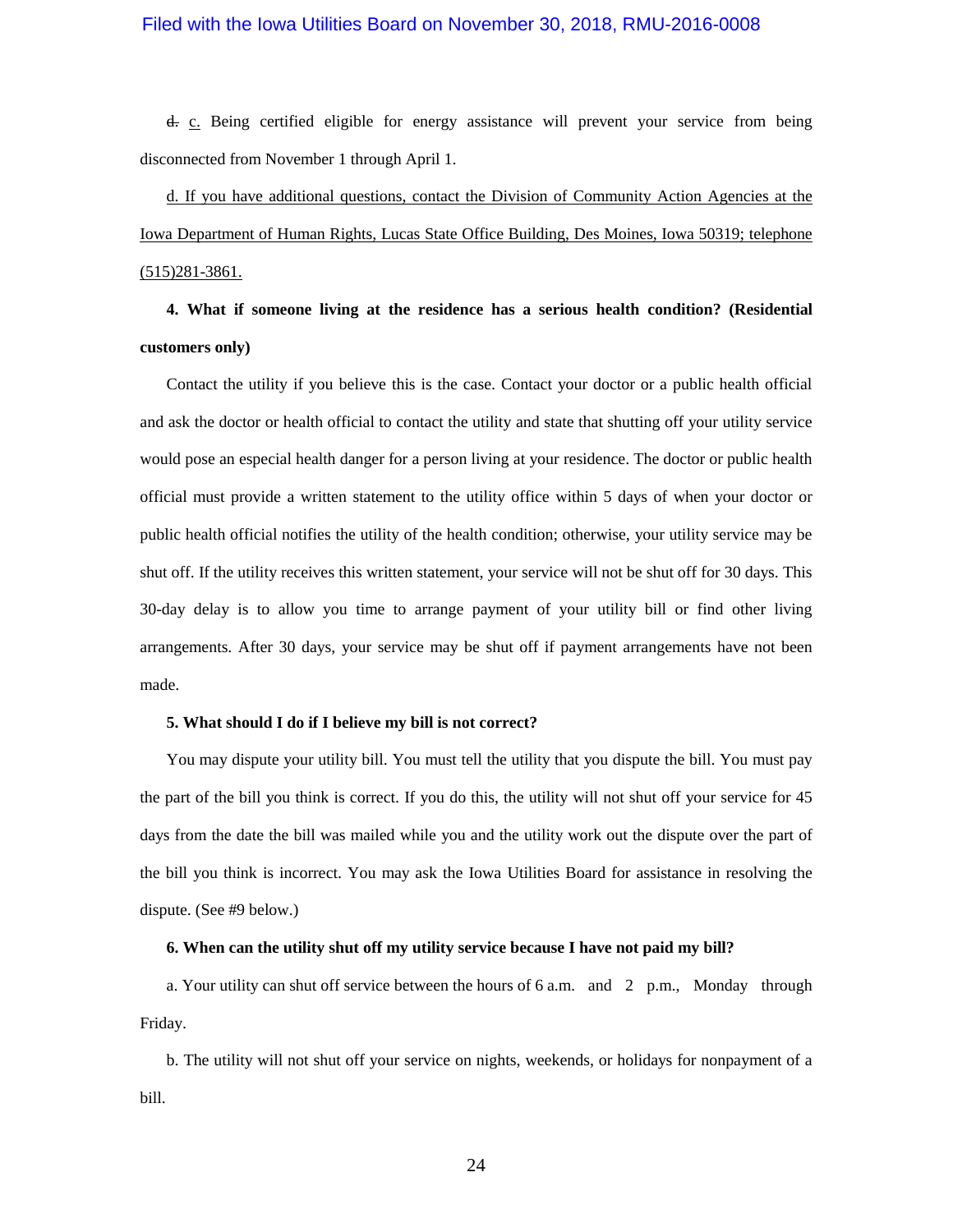~~d.~~ <u>c.</u> Being certified eligible for energy assistance will prevent your service from being disconnected from November 1 through April 1.

<u>d. If you have additional questions, contact the Division of Community Action Agencies at the Iowa Department of Human Rights, Lucas State Office Building, Des Moines, Iowa 50319; telephone (515)281-3861.</u>

**4. What if someone living at the residence has a serious health condition? (Residential customers only)**

Contact the utility if you believe this is the case. Contact your doctor or a public health official and ask the doctor or health official to contact the utility and state that shutting off your utility service would pose an especial health danger for a person living at your residence. The doctor or public health official must provide a written statement to the utility office within 5 days of when your doctor or public health official notifies the utility of the health condition; otherwise, your utility service may be shut off. If the utility receives this written statement, your service will not be shut off for 30 days. This 30-day delay is to allow you time to arrange payment of your utility bill or find other living arrangements. After 30 days, your service may be shut off if payment arrangements have not been made.

**5. What should I do if I believe my bill is not correct?**

You may dispute your utility bill. You must tell the utility that you dispute the bill. You must pay the part of the bill you think is correct. If you do this, the utility will not shut off your service for 45 days from the date the bill was mailed while you and the utility work out the dispute over the part of the bill you think is incorrect. You may ask the Iowa Utilities Board for assistance in resolving the dispute. (See #9 below.)

**6. When can the utility shut off my utility service because I have not paid my bill?**

a. Your utility can shut off service between the hours of 6 a.m. and 2 p.m., Monday through Friday.

b. The utility will not shut off your service on nights, weekends, or holidays for nonpayment of a bill.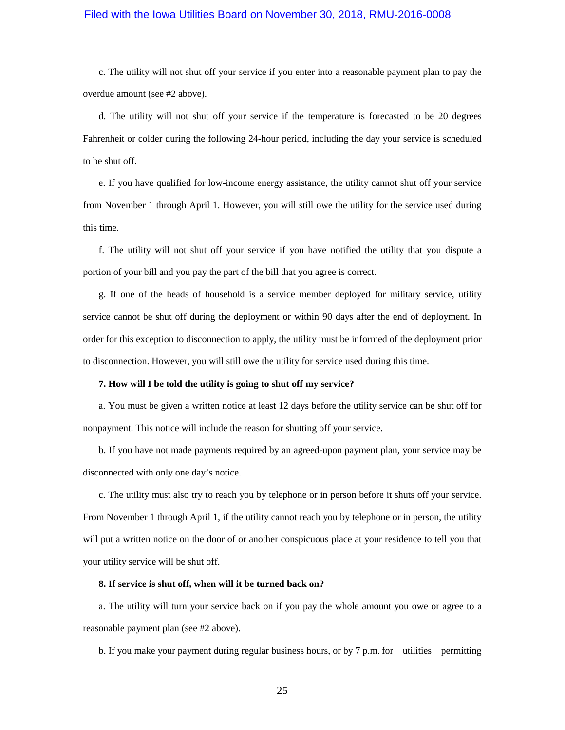c. The utility will not shut off your service if you enter into a reasonable payment plan to pay the overdue amount (see #2 above).

d. The utility will not shut off your service if the temperature is forecasted to be 20 degrees Fahrenheit or colder during the following 24-hour period, including the day your service is scheduled to be shut off.

e. If you have qualified for low-income energy assistance, the utility cannot shut off your service from November 1 through April 1. However, you will still owe the utility for the service used during this time.

f. The utility will not shut off your service if you have notified the utility that you dispute a portion of your bill and you pay the part of the bill that you agree is correct.

g. If one of the heads of household is a service member deployed for military service, utility service cannot be shut off during the deployment or within 90 days after the end of deployment. In order for this exception to disconnection to apply, the utility must be informed of the deployment prior to disconnection. However, you will still owe the utility for service used during this time.

**7. How will I be told the utility is going to shut off my service?**

a. You must be given a written notice at least 12 days before the utility service can be shut off for nonpayment. This notice will include the reason for shutting off your service.

b. If you have not made payments required by an agreed-upon payment plan, your service may be disconnected with only one day's notice.

c. The utility must also try to reach you by telephone or in person before it shuts off your service. From November 1 through April 1, if the utility cannot reach you by telephone or in person, the utility will put a written notice on the door of <u>or another conspicuous place at</u> your residence to tell you that your utility service will be shut off.

**8. If service is shut off, when will it be turned back on?**

a. The utility will turn your service back on if you pay the whole amount you owe or agree to a reasonable payment plan (see #2 above).

b. If you make your payment during regular business hours, or by 7 p.m. for utilities permitting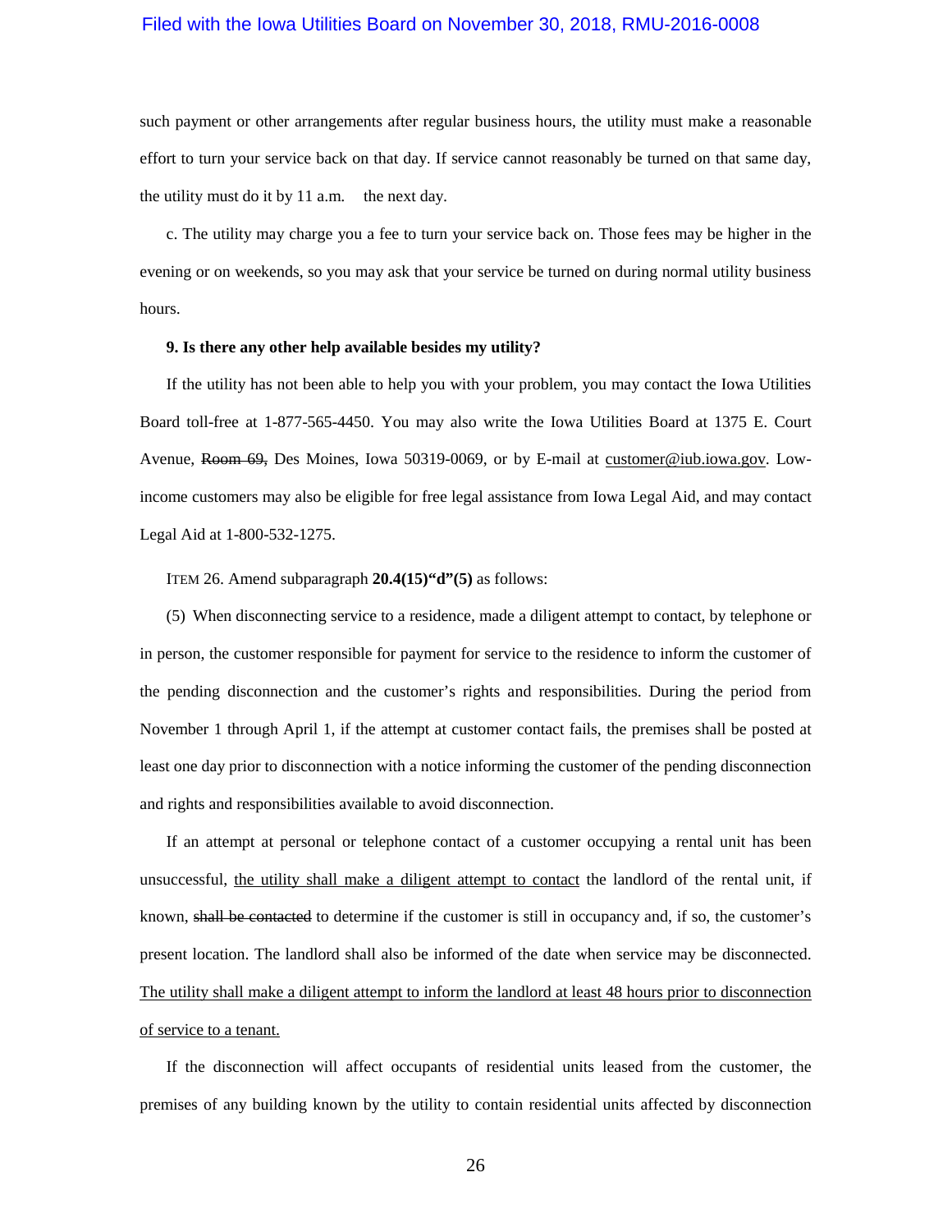such payment or other arrangements after regular business hours, the utility must make a reasonable effort to turn your service back on that day. If service cannot reasonably be turned on that same day, the utility must do it by 11 a.m. the next day.

c. The utility may charge you a fee to turn your service back on. Those fees may be higher in the evening or on weekends, so you may ask that your service be turned on during normal utility business hours.

**9. Is there any other help available besides my utility?**

If the utility has not been able to help you with your problem, you may contact the Iowa Utilities Board toll-free at 1-877-565-4450. You may also write the Iowa Utilities Board at 1375 E. Court Avenue, ~~Room 69,~~ Des Moines, Iowa 50319-0069, or by E-mail at <u>customer@iub.iowa.gov</u>. Low-income customers may also be eligible for free legal assistance from Iowa Legal Aid, and may contact Legal Aid at 1-800-532-1275.

ITEM 26. Amend subparagraph **20.4(15)"d"(5)** as follows:

(5) When disconnecting service to a residence, made a diligent attempt to contact, by telephone or in person, the customer responsible for payment for service to the residence to inform the customer of the pending disconnection and the customer's rights and responsibilities. During the period from November 1 through April 1, if the attempt at customer contact fails, the premises shall be posted at least one day prior to disconnection with a notice informing the customer of the pending disconnection and rights and responsibilities available to avoid disconnection.

If an attempt at personal or telephone contact of a customer occupying a rental unit has been unsuccessful, <u>the utility shall make a diligent attempt to contact</u> the landlord of the rental unit, if known, ~~shall be contacted~~ to determine if the customer is still in occupancy and, if so, the customer's present location. The landlord shall also be informed of the date when service may be disconnected. <u>The utility shall make a diligent attempt to inform the landlord at least 48 hours prior to disconnection of service to a tenant.</u>

If the disconnection will affect occupants of residential units leased from the customer, the premises of any building known by the utility to contain residential units affected by disconnection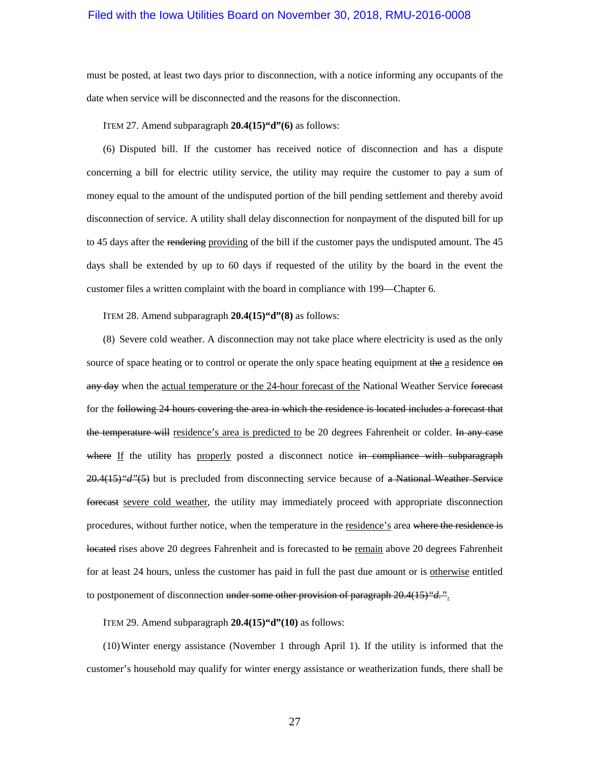must be posted, at least two days prior to disconnection, with a notice informing any occupants of the date when service will be disconnected and the reasons for the disconnection.

ITEM 27. Amend subparagraph **20.4(15)"d"(6)** as follows:

(6) Disputed bill. If the customer has received notice of disconnection and has a dispute concerning a bill for electric utility service, the utility may require the customer to pay a sum of money equal to the amount of the undisputed portion of the bill pending settlement and thereby avoid disconnection of service. A utility shall delay disconnection for nonpayment of the disputed bill for up to 45 days after the ~~rendering~~ <u>providing</u> of the bill if the customer pays the undisputed amount. The 45 days shall be extended by up to 60 days if requested of the utility by the board in the event the customer files a written complaint with the board in compliance with 199—Chapter 6.

ITEM 28. Amend subparagraph **20.4(15)"d"(8)** as follows:

(8) Severe cold weather. A disconnection may not take place where electricity is used as the only source of space heating or to control or operate the only space heating equipment at ~~the~~ <u>a</u> residence ~~on any day~~ when the <u>actual temperature or the 24-hour forecast of the</u> National Weather Service ~~forecast~~ for the ~~following 24 hours covering the area in which the residence is located includes a forecast that the temperature will~~ <u>residence's area is predicted to</u> be 20 degrees Fahrenheit or colder. ~~In any case where~~ <u>If</u> the utility has <u>properly</u> posted a disconnect notice ~~in compliance with subparagraph 20.4(15)*"d"*(5)~~ but is precluded from disconnecting service because of ~~a National Weather Service forecast~~ <u>severe cold weather</u>, the utility may immediately proceed with appropriate disconnection procedures, without further notice, when the temperature in the <u>residence's</u> area ~~where the residence is located~~ rises above 20 degrees Fahrenheit and is forecasted to ~~be~~ <u>remain</u> above 20 degrees Fahrenheit for at least 24 hours, unless the customer has paid in full the past due amount or is <u>otherwise</u> entitled to postponement of disconnection ~~under some other provision of paragraph 20.4(15)*"d."*~~<u>.</u>

ITEM 29. Amend subparagraph **20.4(15)"d"(10)** as follows:

(10) Winter energy assistance (November 1 through April 1). If the utility is informed that the customer's household may qualify for winter energy assistance or weatherization funds, there shall be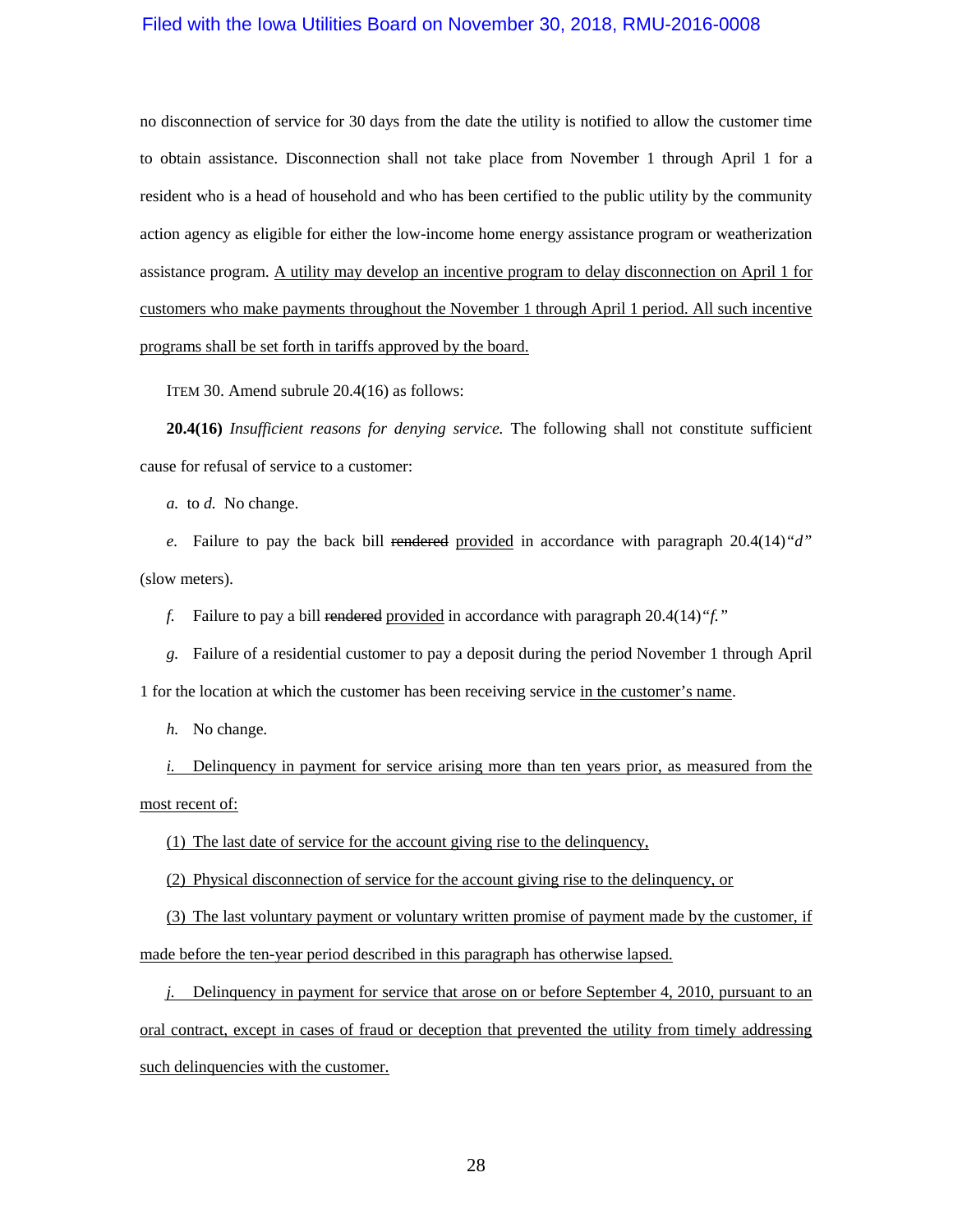no disconnection of service for 30 days from the date the utility is notified to allow the customer time to obtain assistance. Disconnection shall not take place from November 1 through April 1 for a resident who is a head of household and who has been certified to the public utility by the community action agency as eligible for either the low-income home energy assistance program or weatherization assistance program. <u>A utility may develop an incentive program to delay disconnection on April 1 for customers who make payments throughout the November 1 through April 1 period. All such incentive programs shall be set forth in tariffs approved by the board.</u>

ITEM 30. Amend subrule 20.4(16) as follows:

**20.4(16)** *Insufficient reasons for denying service.* The following shall not constitute sufficient cause for refusal of service to a customer:

*a.* to *d.* No change.

*e.* Failure to pay the back bill ~~rendered~~ <u>provided</u> in accordance with paragraph 20.4(14)*"d"* (slow meters).

*f.* Failure to pay a bill ~~rendered~~ <u>provided</u> in accordance with paragraph 20.4(14)*"f."*

*g.* Failure of a residential customer to pay a deposit during the period November 1 through April 1 for the location at which the customer has been receiving service <u>in the customer's name</u>.

*h.* No change.

<u>*i.* Delinquency in payment for service arising more than ten years prior, as measured from the most recent of:</u>

<u>(1) The last date of service for the account giving rise to the delinquency,</u>

<u>(2) Physical disconnection of service for the account giving rise to the delinquency, or</u>

<u>(3) The last voluntary payment or voluntary written promise of payment made by the customer, if made before the ten-year period described in this paragraph has otherwise lapsed.</u>

<u>*j.* Delinquency in payment for service that arose on or before September 4, 2010, pursuant to an oral contract, except in cases of fraud or deception that prevented the utility from timely addressing such delinquencies with the customer.</u>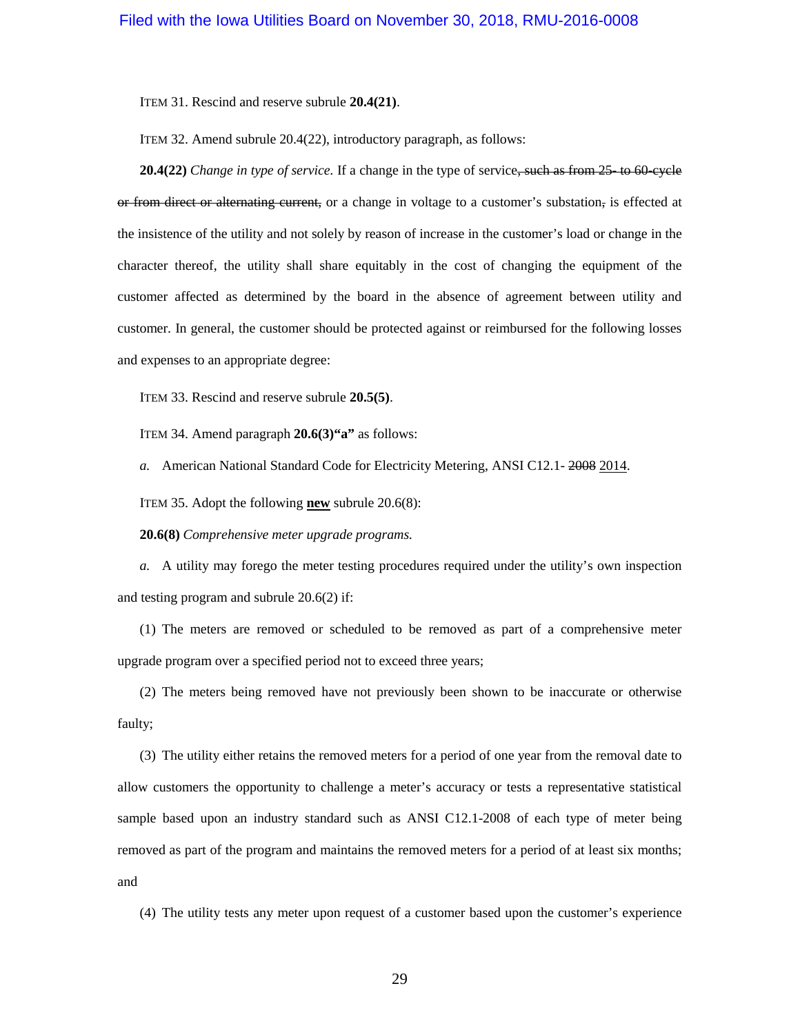ITEM 31. Rescind and reserve subrule **20.4(21)**.

ITEM 32. Amend subrule 20.4(22), introductory paragraph, as follows:

**20.4(22)** *Change in type of service.* If a change in the type of service~~, such as from 25- to 60-cycle or from direct or alternating current,~~ or a change in voltage to a customer's substation~~,~~ is effected at the insistence of the utility and not solely by reason of increase in the customer's load or change in the character thereof, the utility shall share equitably in the cost of changing the equipment of the customer affected as determined by the board in the absence of agreement between utility and customer. In general, the customer should be protected against or reimbursed for the following losses and expenses to an appropriate degree:

ITEM 33. Rescind and reserve subrule **20.5(5)**.

ITEM 34. Amend paragraph **20.6(3)"a"** as follows:

*a.* American National Standard Code for Electricity Metering, ANSI C12.1- ~~2008~~ <u>2014</u>.

ITEM 35. Adopt the following **<u>new</u>** subrule 20.6(8):

**20.6(8)** *Comprehensive meter upgrade programs.*

*a.* A utility may forego the meter testing procedures required under the utility's own inspection and testing program and subrule 20.6(2) if:

(1) The meters are removed or scheduled to be removed as part of a comprehensive meter upgrade program over a specified period not to exceed three years;

(2) The meters being removed have not previously been shown to be inaccurate or otherwise faulty;

(3) The utility either retains the removed meters for a period of one year from the removal date to allow customers the opportunity to challenge a meter's accuracy or tests a representative statistical sample based upon an industry standard such as ANSI C12.1-2008 of each type of meter being removed as part of the program and maintains the removed meters for a period of at least six months; and

(4) The utility tests any meter upon request of a customer based upon the customer's experience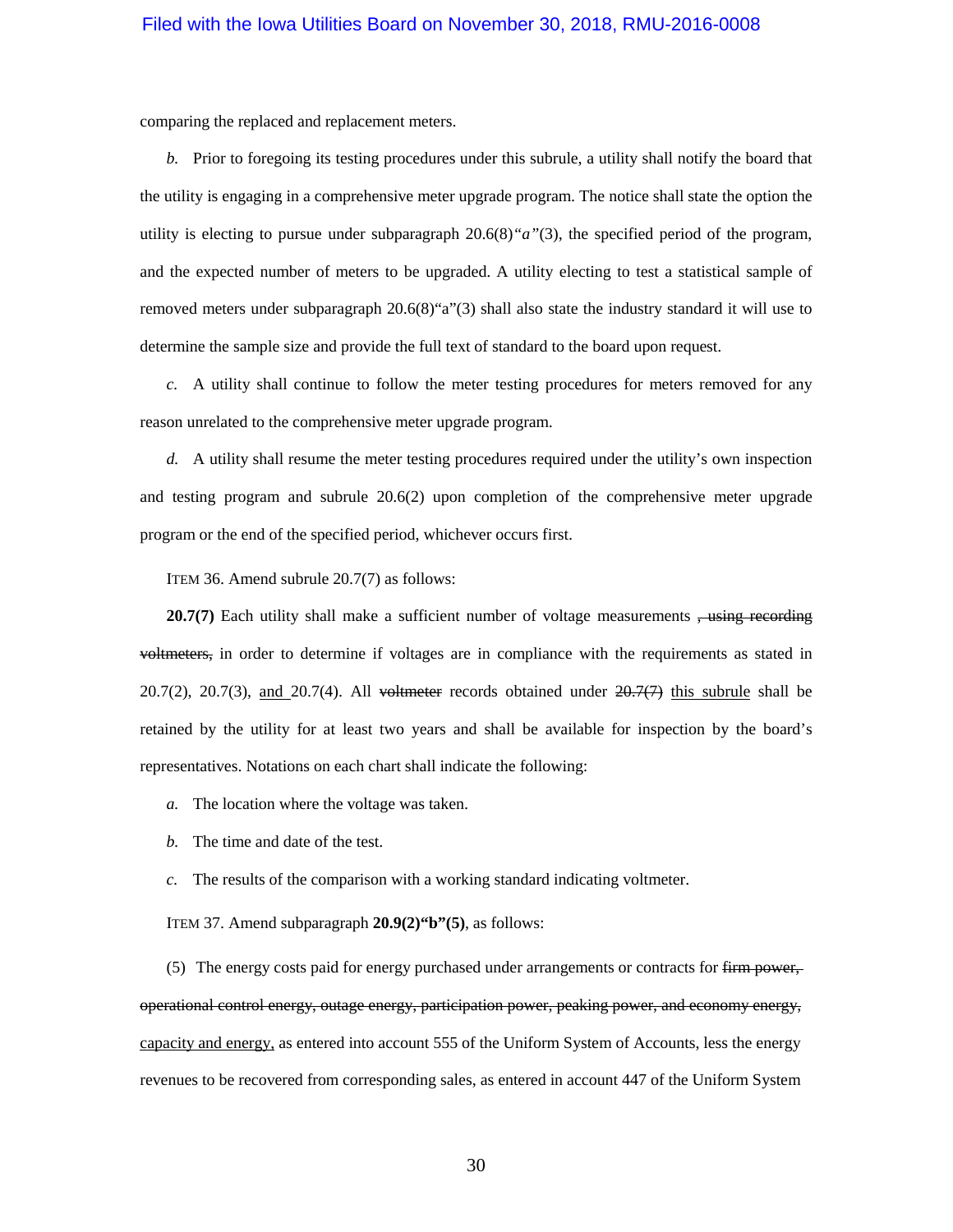comparing the replaced and replacement meters.

*b.* Prior to foregoing its testing procedures under this subrule, a utility shall notify the board that the utility is engaging in a comprehensive meter upgrade program. The notice shall state the option the utility is electing to pursue under subparagraph 20.6(8)*"a"*(3), the specified period of the program, and the expected number of meters to be upgraded. A utility electing to test a statistical sample of removed meters under subparagraph 20.6(8)"a"(3) shall also state the industry standard it will use to determine the sample size and provide the full text of standard to the board upon request.

*c.* A utility shall continue to follow the meter testing procedures for meters removed for any reason unrelated to the comprehensive meter upgrade program.

*d.* A utility shall resume the meter testing procedures required under the utility's own inspection and testing program and subrule 20.6(2) upon completion of the comprehensive meter upgrade program or the end of the specified period, whichever occurs first.

ITEM 36. Amend subrule 20.7(7) as follows:

**20.7(7)** Each utility shall make a sufficient number of voltage measurements ~~, using recording voltmeters,~~ in order to determine if voltages are in compliance with the requirements as stated in 20.7(2), 20.7(3), <u>and</u> 20.7(4). All ~~voltmeter~~ records obtained under ~~20.7(7)~~ <u>this subrule</u> shall be retained by the utility for at least two years and shall be available for inspection by the board's representatives. Notations on each chart shall indicate the following:

*a.* The location where the voltage was taken.

*b.* The time and date of the test.

*c.* The results of the comparison with a working standard indicating voltmeter.

ITEM 37. Amend subparagraph **20.9(2)"b"(5)**, as follows:

(5) The energy costs paid for energy purchased under arrangements or contracts for ~~firm power, operational control energy, outage energy, participation power, peaking power, and economy energy,~~ <u>capacity and energy,</u> as entered into account 555 of the Uniform System of Accounts, less the energy revenues to be recovered from corresponding sales, as entered in account 447 of the Uniform System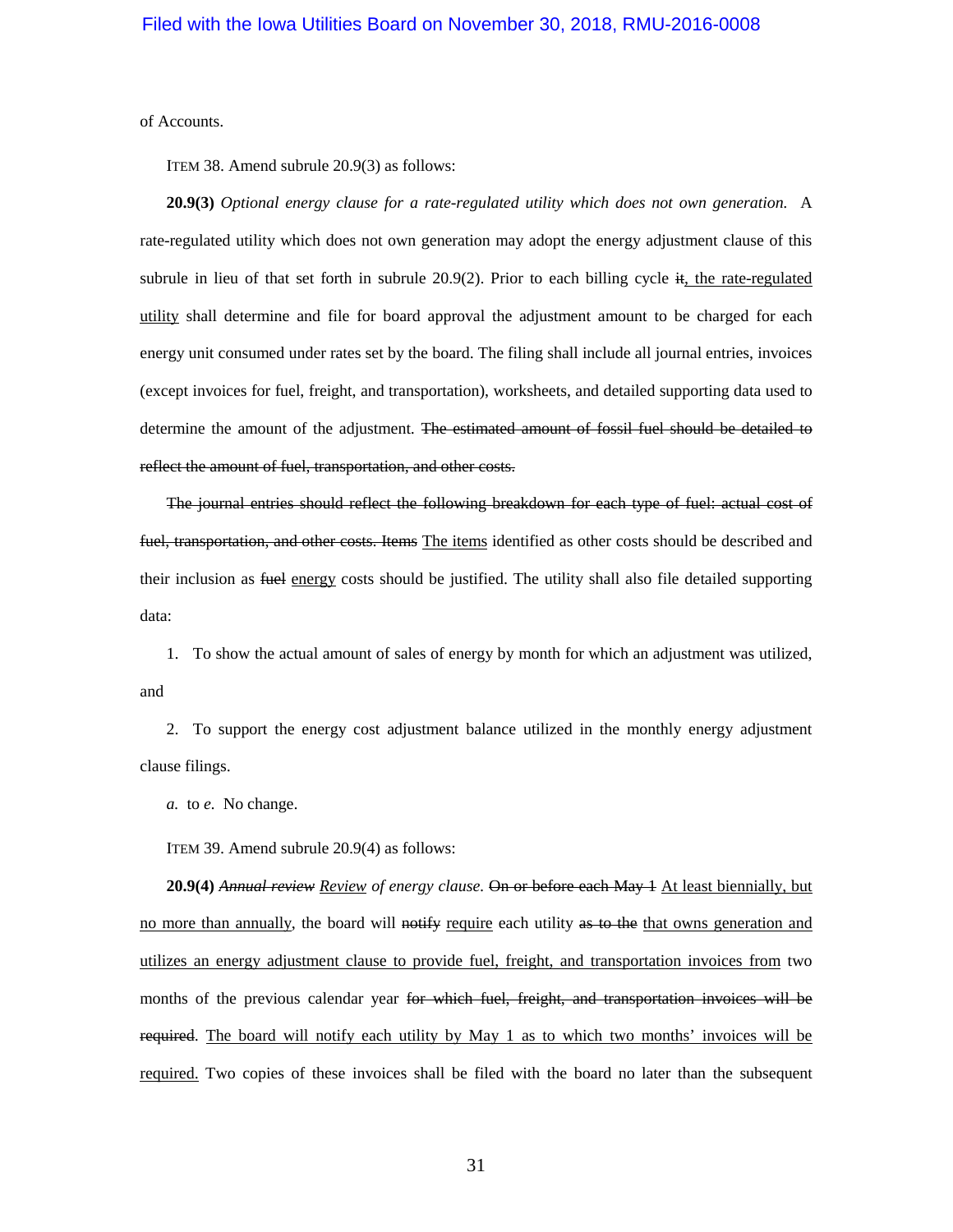of Accounts.

ITEM 38. Amend subrule 20.9(3) as follows:

**20.9(3)** *Optional energy clause for a rate-regulated utility which does not own generation.* A rate-regulated utility which does not own generation may adopt the energy adjustment clause of this subrule in lieu of that set forth in subrule 20.9(2). Prior to each billing cycle ~~it~~, the rate-regulated utility shall determine and file for board approval the adjustment amount to be charged for each energy unit consumed under rates set by the board. The filing shall include all journal entries, invoices (except invoices for fuel, freight, and transportation), worksheets, and detailed supporting data used to determine the amount of the adjustment. ~~The estimated amount of fossil fuel should be detailed to reflect the amount of fuel, transportation, and other costs.~~

~~The journal entries should reflect the following breakdown for each type of fuel: actual cost of fuel, transportation, and other costs. Items~~ The items identified as other costs should be described and their inclusion as ~~fuel~~ energy costs should be justified. The utility shall also file detailed supporting data:

1. To show the actual amount of sales of energy by month for which an adjustment was utilized, and

2. To support the energy cost adjustment balance utilized in the monthly energy adjustment clause filings.

*a.* to *e.* No change.

ITEM 39. Amend subrule 20.9(4) as follows:

**20.9(4)** ~~*Annual review*~~ *Review of energy clause.* ~~On or before each May 1~~ At least biennially, but no more than annually, the board will ~~notify~~ require each utility ~~as to the~~ that owns generation and utilizes an energy adjustment clause to provide fuel, freight, and transportation invoices from two months of the previous calendar year ~~for which fuel, freight, and transportation invoices will be required~~. The board will notify each utility by May 1 as to which two months' invoices will be required. Two copies of these invoices shall be filed with the board no later than the subsequent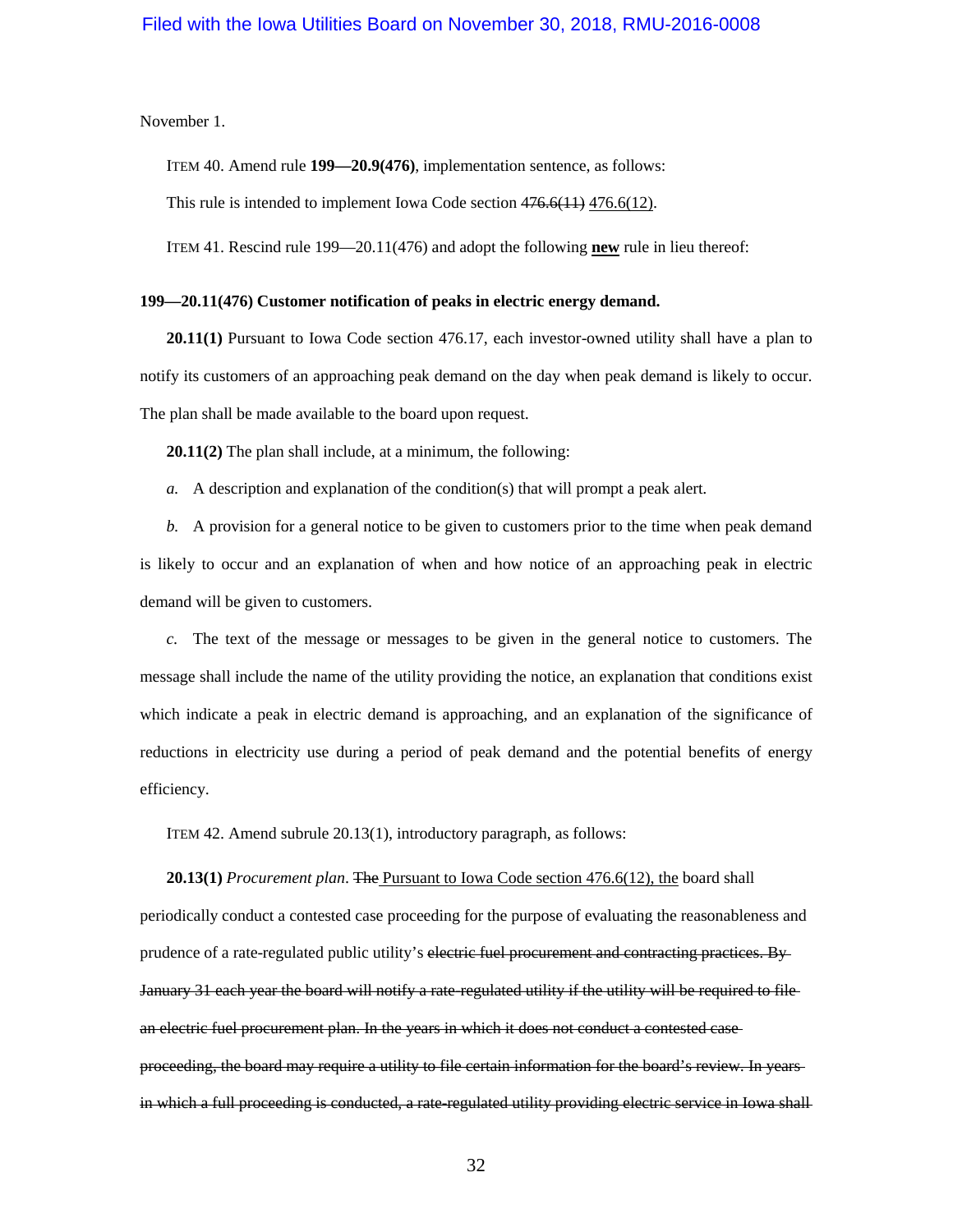November 1.

ITEM 40. Amend rule **199—20.9(476)**, implementation sentence, as follows:

This rule is intended to implement Iowa Code section ~~476.6(11)~~ <u>476.6(12)</u>.

ITEM 41. Rescind rule 199—20.11(476) and adopt the following **<u>new</u>** rule in lieu thereof:

**199—20.11(476) Customer notification of peaks in electric energy demand.**

**20.11(1)** Pursuant to Iowa Code section 476.17, each investor-owned utility shall have a plan to notify its customers of an approaching peak demand on the day when peak demand is likely to occur. The plan shall be made available to the board upon request.

**20.11(2)** The plan shall include, at a minimum, the following:

*a.* A description and explanation of the condition(s) that will prompt a peak alert.

*b.* A provision for a general notice to be given to customers prior to the time when peak demand is likely to occur and an explanation of when and how notice of an approaching peak in electric demand will be given to customers.

*c.* The text of the message or messages to be given in the general notice to customers. The message shall include the name of the utility providing the notice, an explanation that conditions exist which indicate a peak in electric demand is approaching, and an explanation of the significance of reductions in electricity use during a period of peak demand and the potential benefits of energy efficiency.

ITEM 42. Amend subrule 20.13(1), introductory paragraph, as follows:

**20.13(1)** *Procurement plan*. ~~The~~ <u>Pursuant to Iowa Code section 476.6(12), the</u> board shall periodically conduct a contested case proceeding for the purpose of evaluating the reasonableness and prudence of a rate-regulated public utility's ~~electric fuel procurement and contracting practices. By January 31 each year the board will notify a rate-regulated utility if the utility will be required to file an electric fuel procurement plan. In the years in which it does not conduct a contested case proceeding, the board may require a utility to file certain information for the board's review. In years in which a full proceeding is conducted, a rate-regulated utility providing electric service in Iowa shall~~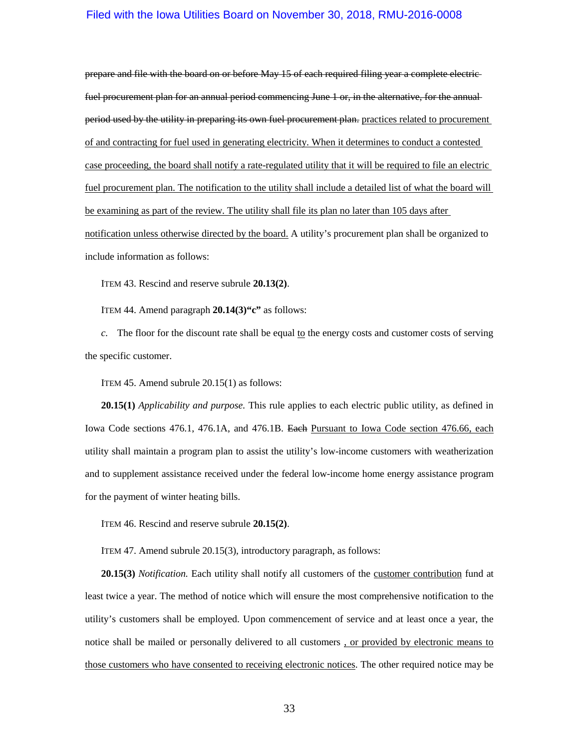~~prepare and file with the board on or before May 15 of each required filing year a complete electric fuel procurement plan for an annual period commencing June 1 or, in the alternative, for the annual period used by the utility in preparing its own fuel procurement plan.~~ <u>practices related to procurement of and contracting for fuel used in generating electricity. When it determines to conduct a contested case proceeding, the board shall notify a rate-regulated utility that it will be required to file an electric fuel procurement plan. The notification to the utility shall include a detailed list of what the board will be examining as part of the review. The utility shall file its plan no later than 105 days after notification unless otherwise directed by the board.</u> A utility's procurement plan shall be organized to include information as follows:

ITEM 43. Rescind and reserve subrule **20.13(2)**.

ITEM 44. Amend paragraph **20.14(3)"c"** as follows:

*c.* The floor for the discount rate shall be equal <u>to</u> the energy costs and customer costs of serving the specific customer.

ITEM 45. Amend subrule 20.15(1) as follows:

**20.15(1)** *Applicability and purpose.* This rule applies to each electric public utility, as defined in Iowa Code sections 476.1, 476.1A, and 476.1B. ~~Each~~ <u>Pursuant to Iowa Code section 476.66, each</u> utility shall maintain a program plan to assist the utility's low-income customers with weatherization and to supplement assistance received under the federal low-income home energy assistance program for the payment of winter heating bills.

ITEM 46. Rescind and reserve subrule **20.15(2)**.

ITEM 47. Amend subrule 20.15(3), introductory paragraph, as follows:

**20.15(3)** *Notification.* Each utility shall notify all customers of the <u>customer contribution</u> fund at least twice a year. The method of notice which will ensure the most comprehensive notification to the utility's customers shall be employed. Upon commencement of service and at least once a year, the notice shall be mailed or personally delivered to all customers <u>, or provided by electronic means to those customers who have consented to receiving electronic notices</u>. The other required notice may be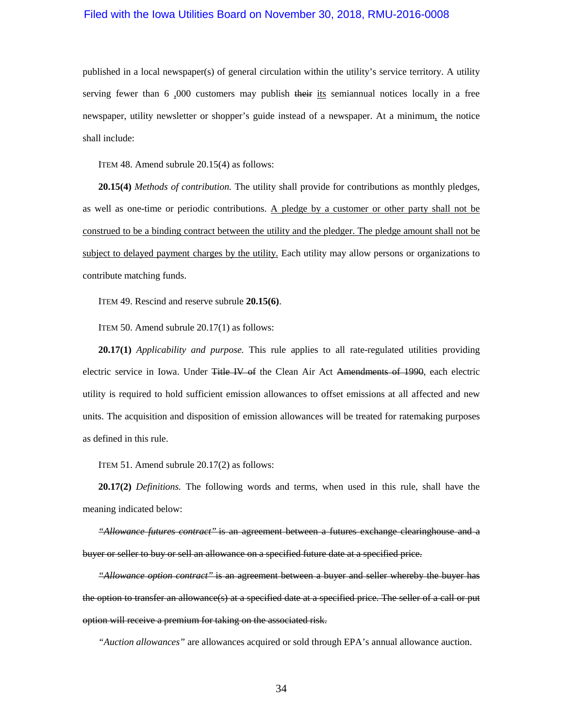published in a local newspaper(s) of general circulation within the utility's service territory. A utility serving fewer than 6 ,000 customers may publish ~~their~~ <u>its</u> semiannual notices locally in a free newspaper, utility newsletter or shopper's guide instead of a newspaper. At a minimum<u>,</u> the notice shall include:

ITEM 48. Amend subrule 20.15(4) as follows:

**20.15(4)** *Methods of contribution.* The utility shall provide for contributions as monthly pledges, as well as one-time or periodic contributions. <u>A pledge by a customer or other party shall not be construed to be a binding contract between the utility and the pledger. The pledge amount shall not be subject to delayed payment charges by the utility.</u> Each utility may allow persons or organizations to contribute matching funds.

ITEM 49. Rescind and reserve subrule **20.15(6)**.

ITEM 50. Amend subrule 20.17(1) as follows:

**20.17(1)** *Applicability and purpose.* This rule applies to all rate-regulated utilities providing electric service in Iowa. Under ~~Title IV of~~ the Clean Air Act ~~Amendments of 1990~~, each electric utility is required to hold sufficient emission allowances to offset emissions at all affected and new units. The acquisition and disposition of emission allowances will be treated for ratemaking purposes as defined in this rule.

ITEM 51. Amend subrule 20.17(2) as follows:

**20.17(2)** *Definitions.* The following words and terms, when used in this rule, shall have the meaning indicated below:

~~*"Allowance futures contract"* is an agreement between a futures exchange clearinghouse and a buyer or seller to buy or sell an allowance on a specified future date at a specified price.~~

~~*"Allowance option contract"* is an agreement between a buyer and seller whereby the buyer has the option to transfer an allowance(s) at a specified date at a specified price. The seller of a call or put option will receive a premium for taking on the associated risk.~~

*"Auction allowances"* are allowances acquired or sold through EPA's annual allowance auction.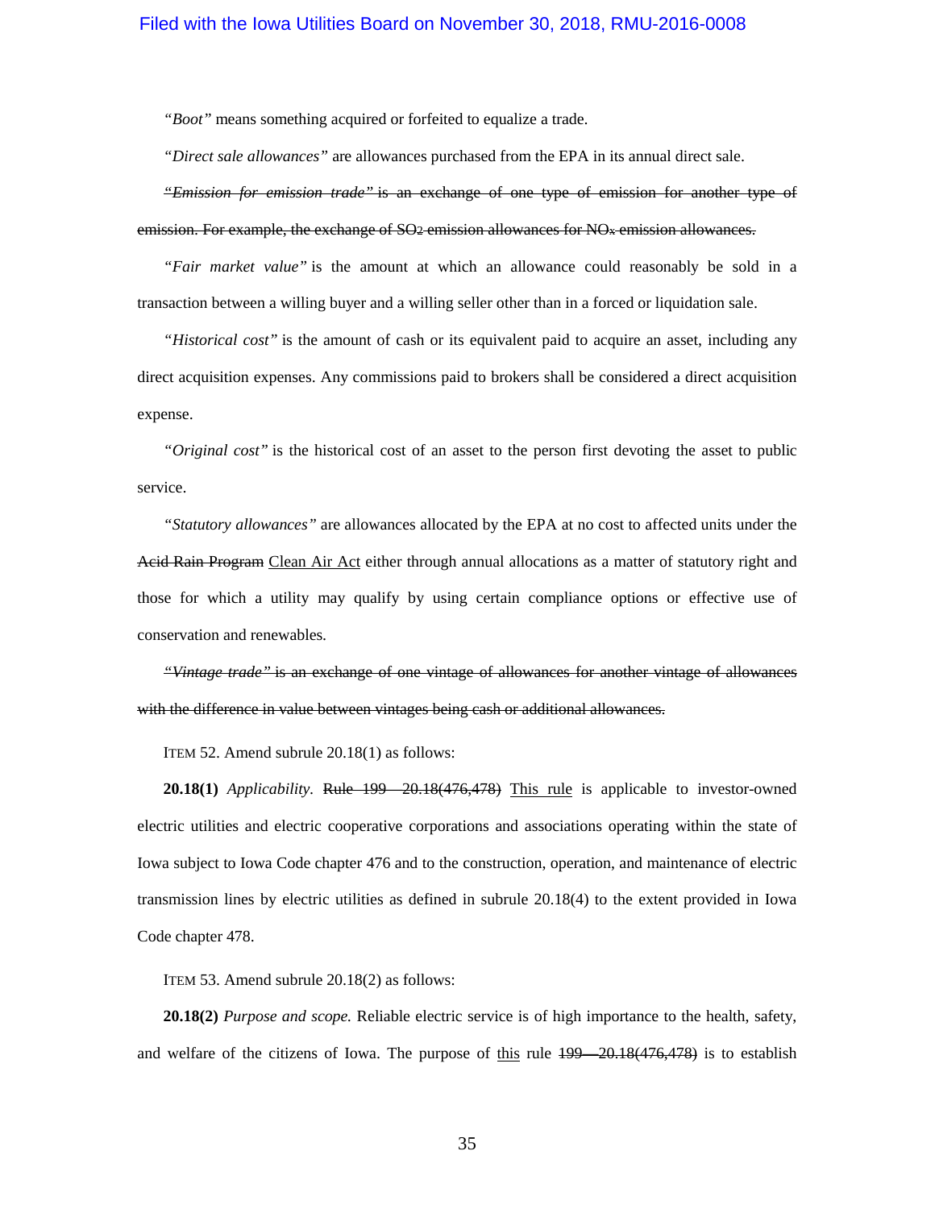*"Boot"* means something acquired or forfeited to equalize a trade.

*"Direct sale allowances"* are allowances purchased from the EPA in its annual direct sale.

~~*"Emission for emission trade"* is an exchange of one type of emission for another type of emission. For example, the exchange of $SO_2$ emission allowances for $NO_x$ emission allowances.~~

*"Fair market value"* is the amount at which an allowance could reasonably be sold in a transaction between a willing buyer and a willing seller other than in a forced or liquidation sale.

*"Historical cost"* is the amount of cash or its equivalent paid to acquire an asset, including any direct acquisition expenses. Any commissions paid to brokers shall be considered a direct acquisition expense.

*"Original cost"* is the historical cost of an asset to the person first devoting the asset to public service.

*"Statutory allowances"* are allowances allocated by the EPA at no cost to affected units under the ~~Acid Rain Program~~ <u>Clean Air Act</u> either through annual allocations as a matter of statutory right and those for which a utility may qualify by using certain compliance options or effective use of conservation and renewables.

~~*"Vintage trade"* is an exchange of one vintage of allowances for another vintage of allowances with the difference in value between vintages being cash or additional allowances.~~

ITEM 52. Amend subrule 20.18(1) as follows:

**20.18(1)** *Applicability.* ~~Rule 199—20.18(476,478)~~ <u>This rule</u> is applicable to investor-owned electric utilities and electric cooperative corporations and associations operating within the state of Iowa subject to Iowa Code chapter 476 and to the construction, operation, and maintenance of electric transmission lines by electric utilities as defined in subrule 20.18(4) to the extent provided in Iowa Code chapter 478.

ITEM 53. Amend subrule 20.18(2) as follows:

**20.18(2)** *Purpose and scope.* Reliable electric service is of high importance to the health, safety, and welfare of the citizens of Iowa. The purpose of <u>this</u> rule ~~199—20.18(476,478)~~ is to establish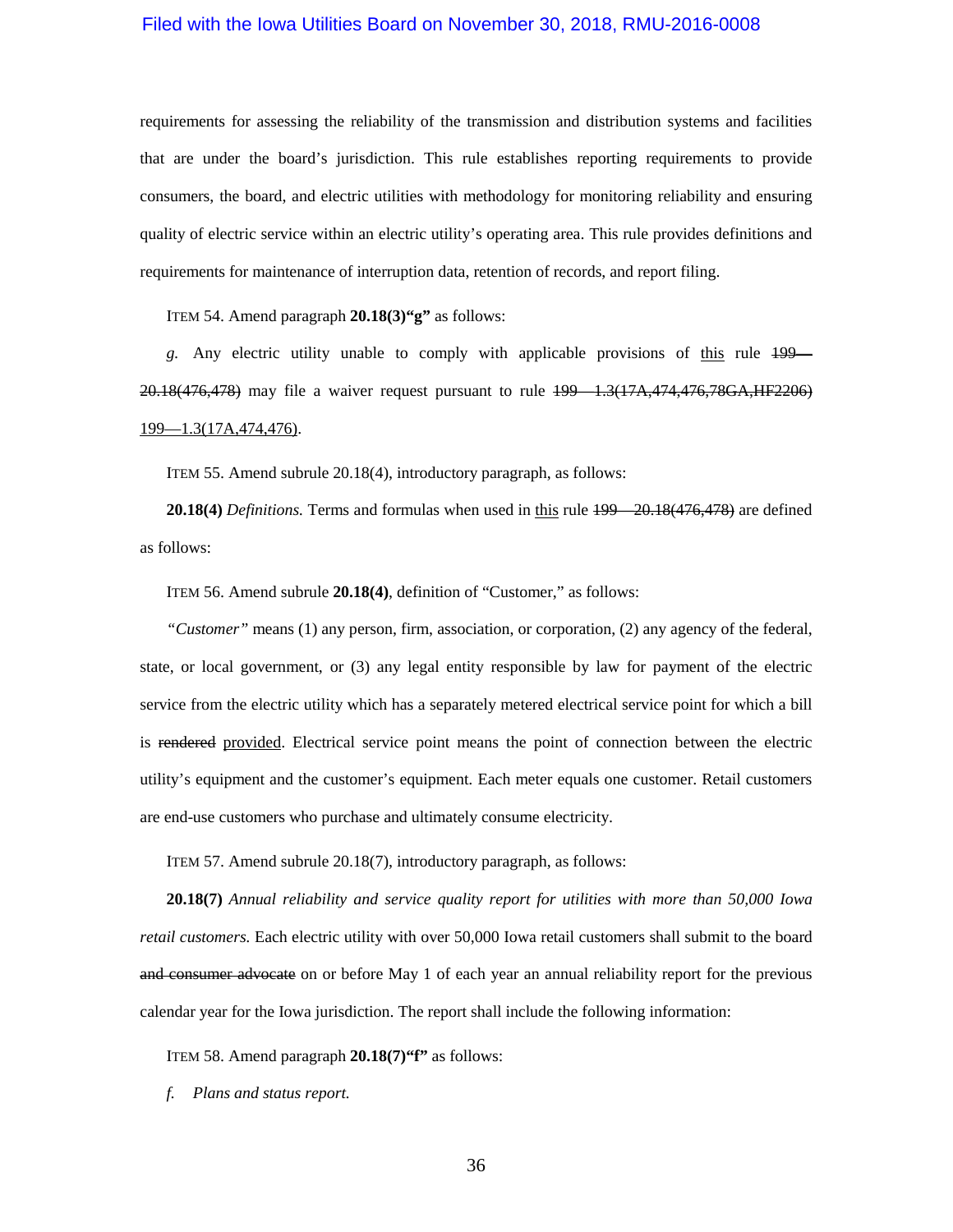requirements for assessing the reliability of the transmission and distribution systems and facilities that are under the board's jurisdiction. This rule establishes reporting requirements to provide consumers, the board, and electric utilities with methodology for monitoring reliability and ensuring quality of electric service within an electric utility's operating area. This rule provides definitions and requirements for maintenance of interruption data, retention of records, and report filing.

ITEM 54. Amend paragraph **20.18(3)"g"** as follows:

*g.* Any electric utility unable to comply with applicable provisions of <u>this</u> rule ~~199—20.18(476,478)~~ may file a waiver request pursuant to rule ~~199—1.3(17A,474,476,78GA,HF2206)~~ <u>199—1.3(17A,474,476)</u>.

ITEM 55. Amend subrule 20.18(4), introductory paragraph, as follows:

**20.18(4)** *Definitions.* Terms and formulas when used in <u>this</u> rule ~~199—20.18(476,478)~~ are defined as follows:

ITEM 56. Amend subrule **20.18(4)**, definition of "Customer," as follows:

*"Customer"* means (1) any person, firm, association, or corporation, (2) any agency of the federal, state, or local government, or (3) any legal entity responsible by law for payment of the electric service from the electric utility which has a separately metered electrical service point for which a bill is ~~rendered~~ <u>provided</u>. Electrical service point means the point of connection between the electric utility's equipment and the customer's equipment. Each meter equals one customer. Retail customers are end-use customers who purchase and ultimately consume electricity.

ITEM 57. Amend subrule 20.18(7), introductory paragraph, as follows:

**20.18(7)** *Annual reliability and service quality report for utilities with more than 50,000 Iowa retail customers.* Each electric utility with over 50,000 Iowa retail customers shall submit to the board ~~and consumer advocate~~ on or before May 1 of each year an annual reliability report for the previous calendar year for the Iowa jurisdiction. The report shall include the following information:

ITEM 58. Amend paragraph **20.18(7)"f"** as follows:

*f. Plans and status report.*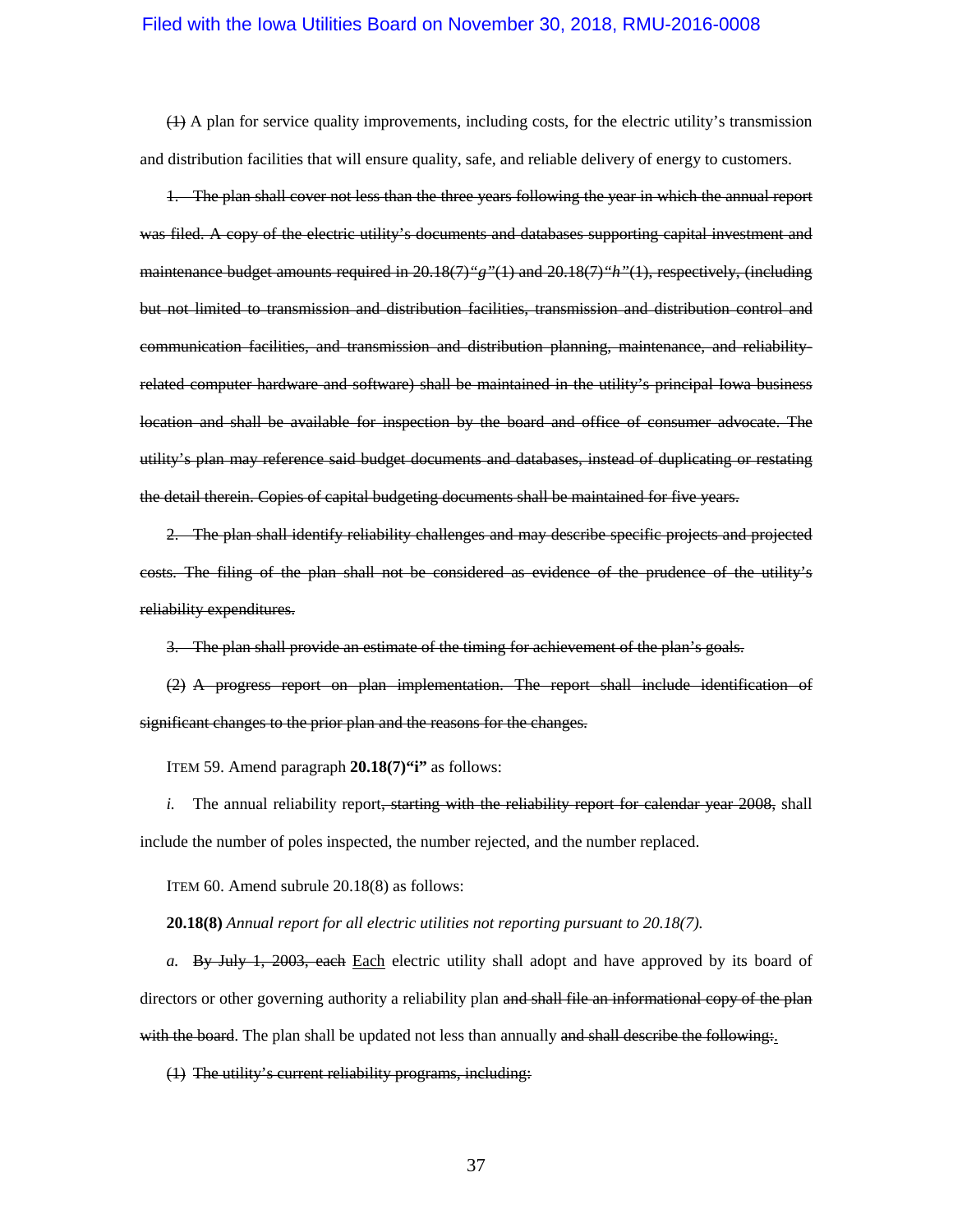~~(1)~~ A plan for service quality improvements, including costs, for the electric utility's transmission and distribution facilities that will ensure quality, safe, and reliable delivery of energy to customers.

~~1. The plan shall cover not less than the three years following the year in which the annual report was filed. A copy of the electric utility's documents and databases supporting capital investment and maintenance budget amounts required in 20.18(7)"g"(1) and 20.18(7)"h"(1), respectively, (including but not limited to transmission and distribution facilities, transmission and distribution control and communication facilities, and transmission and distribution planning, maintenance, and reliability-related computer hardware and software) shall be maintained in the utility's principal Iowa business location and shall be available for inspection by the board and office of consumer advocate. The utility's plan may reference said budget documents and databases, instead of duplicating or restating the detail therein. Copies of capital budgeting documents shall be maintained for five years.~~

~~2. The plan shall identify reliability challenges and may describe specific projects and projected costs. The filing of the plan shall not be considered as evidence of the prudence of the utility's reliability expenditures.~~

~~3. The plan shall provide an estimate of the timing for achievement of the plan's goals.~~

~~(2) A progress report on plan implementation. The report shall include identification of significant changes to the prior plan and the reasons for the changes.~~

ITEM 59. Amend paragraph **20.18(7)"i"** as follows:

*i.* The annual reliability report~~, starting with the reliability report for calendar year 2008,~~ shall include the number of poles inspected, the number rejected, and the number replaced.

ITEM 60. Amend subrule 20.18(8) as follows:

**20.18(8)** *Annual report for all electric utilities not reporting pursuant to 20.18(7).*

*a.* ~~By July 1, 2003, each~~ Each electric utility shall adopt and have approved by its board of directors or other governing authority a reliability plan ~~and shall file an informational copy of the plan with the board~~. The plan shall be updated not less than annually ~~and shall describe the following:~~.

~~(1) The utility's current reliability programs, including:~~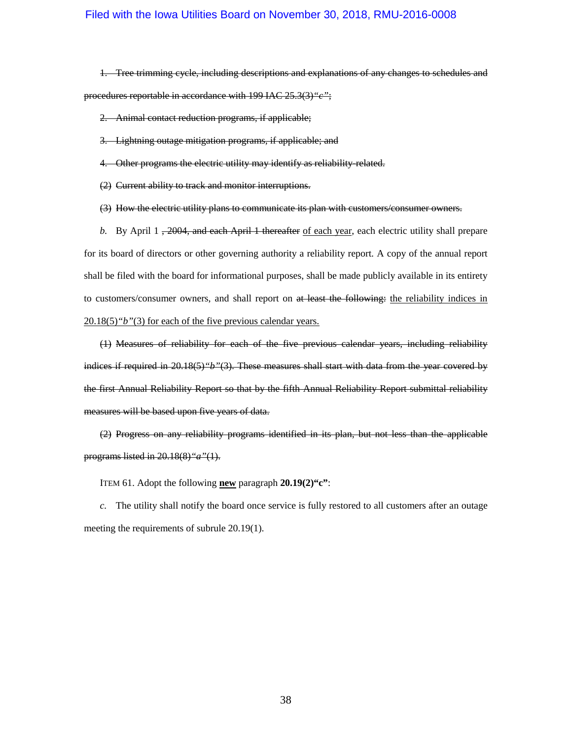~~1. Tree trimming cycle, including descriptions and explanations of any changes to schedules and procedures reportable in accordance with 199 IAC 25.3(3)*"c"*;~~

~~2. Animal contact reduction programs, if applicable;~~

~~3. Lightning outage mitigation programs, if applicable; and~~

~~4. Other programs the electric utility may identify as reliability-related.~~

~~(2) Current ability to track and monitor interruptions.~~

~~(3) How the electric utility plans to communicate its plan with customers/consumer owners.~~

*b.* By April 1 ~~, 2004, and each April 1 thereafter~~ <u>of each year</u>, each electric utility shall prepare for its board of directors or other governing authority a reliability report. A copy of the annual report shall be filed with the board for informational purposes, shall be made publicly available in its entirety to customers/consumer owners, and shall report on ~~at least the following:~~ <u>the reliability indices in 20.18(5)*"b"*(3) for each of the five previous calendar years.</u>

~~(1) Measures of reliability for each of the five previous calendar years, including reliability indices if required in 20.18(5)*"b"*(3). These measures shall start with data from the year covered by the first Annual Reliability Report so that by the fifth Annual Reliability Report submittal reliability measures will be based upon five years of data.~~

~~(2) Progress on any reliability programs identified in its plan, but not less than the applicable programs listed in 20.18(8)*"a"*(1).~~

ITEM 61. Adopt the following <u>**new**</u> paragraph **20.19(2)"c"**:

*c.* The utility shall notify the board once service is fully restored to all customers after an outage meeting the requirements of subrule 20.19(1).